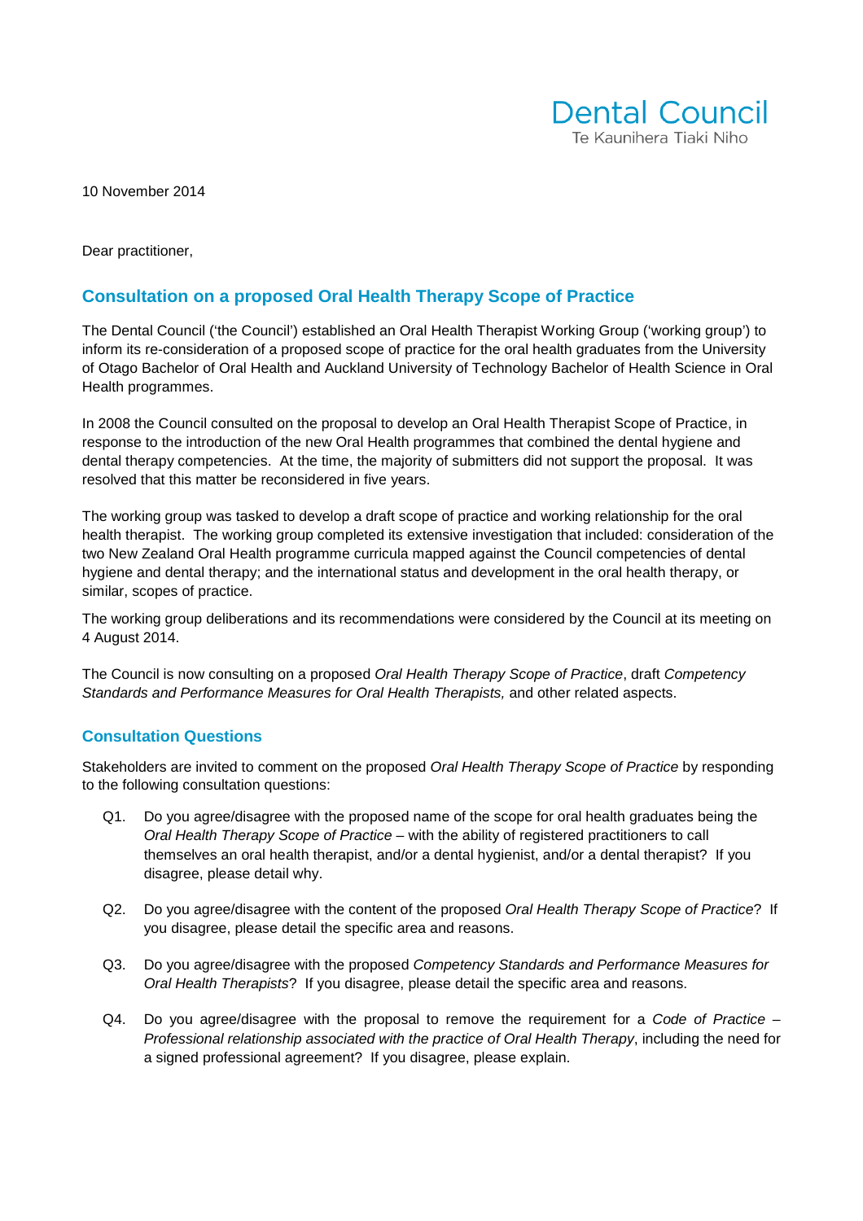Dental Council
Te Kaunihera Tiaki Niho

10 November 2014

Dear practitioner,

## Consultation on a proposed Oral Health Therapy Scope of Practice

The Dental Council ('the Council') established an Oral Health Therapist Working Group ('working group') to inform its re-consideration of a proposed scope of practice for the oral health graduates from the University of Otago Bachelor of Oral Health and Auckland University of Technology Bachelor of Health Science in Oral Health programmes.

In 2008 the Council consulted on the proposal to develop an Oral Health Therapist Scope of Practice, in response to the introduction of the new Oral Health programmes that combined the dental hygiene and dental therapy competencies. At the time, the majority of submitters did not support the proposal. It was resolved that this matter be reconsidered in five years.

The working group was tasked to develop a draft scope of practice and working relationship for the oral health therapist. The working group completed its extensive investigation that included: consideration of the two New Zealand Oral Health programme curricula mapped against the Council competencies of dental hygiene and dental therapy; and the international status and development in the oral health therapy, or similar, scopes of practice.

The working group deliberations and its recommendations were considered by the Council at its meeting on 4 August 2014.

The Council is now consulting on a proposed *Oral Health Therapy Scope of Practice*, draft *Competency Standards and Performance Measures for Oral Health Therapists,* and other related aspects.

### Consultation Questions

Stakeholders are invited to comment on the proposed *Oral Health Therapy Scope of Practice* by responding to the following consultation questions:

- Q1. Do you agree/disagree with the proposed name of the scope for oral health graduates being the *Oral Health Therapy Scope of Practice* – with the ability of registered practitioners to call themselves an oral health therapist, and/or a dental hygienist, and/or a dental therapist? If you disagree, please detail why.

- Q2. Do you agree/disagree with the content of the proposed *Oral Health Therapy Scope of Practice*? If you disagree, please detail the specific area and reasons.

- Q3. Do you agree/disagree with the proposed *Competency Standards and Performance Measures for Oral Health Therapists*? If you disagree, please detail the specific area and reasons.

- Q4. Do you agree/disagree with the proposal to remove the requirement for a *Code of Practice – Professional relationship associated with the practice of Oral Health Therapy*, including the need for a signed professional agreement? If you disagree, please explain.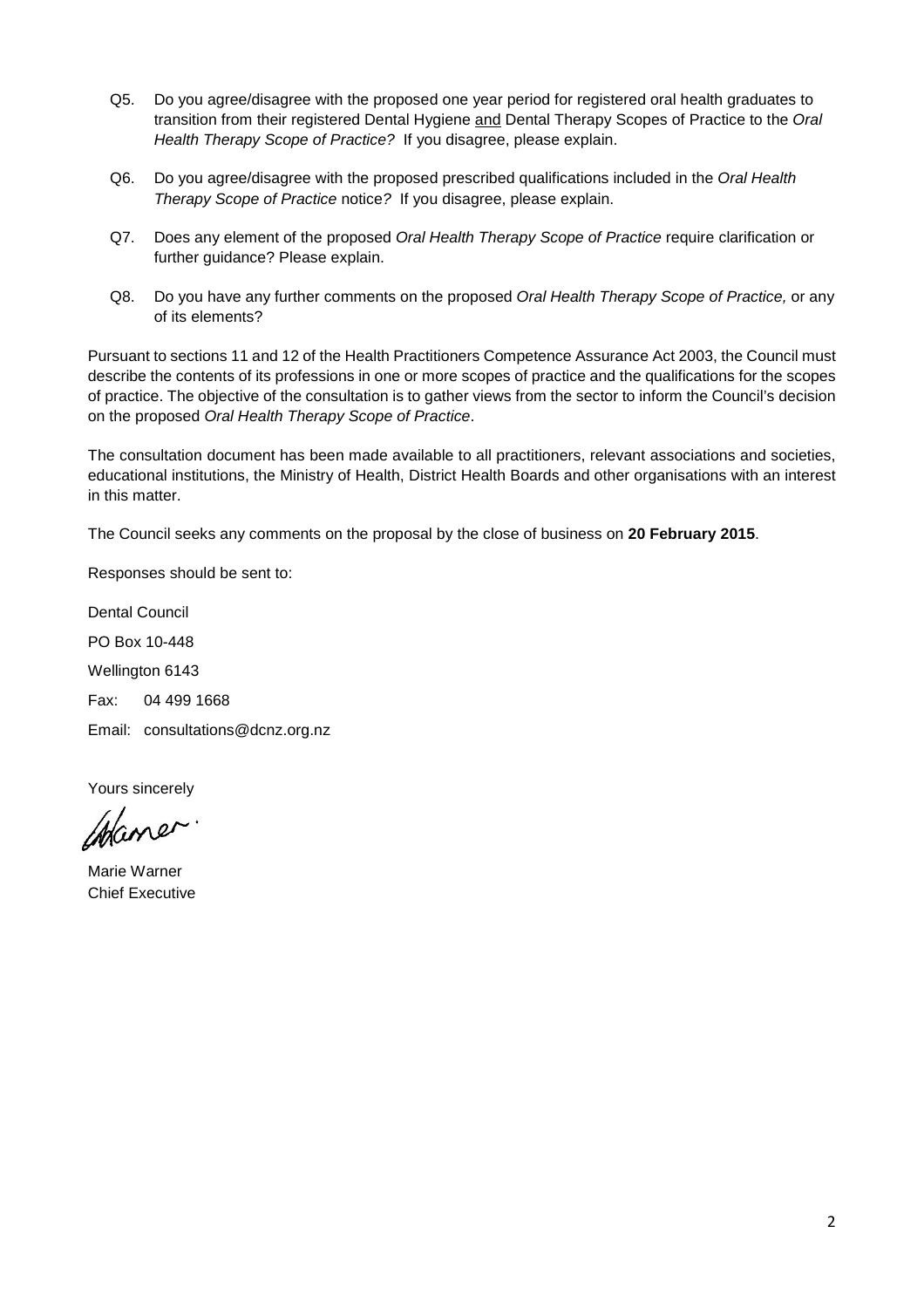Q5. Do you agree/disagree with the proposed one year period for registered oral health graduates to transition from their registered Dental Hygiene <u>and</u> Dental Therapy Scopes of Practice to the *Oral Health Therapy Scope of Practice?* If you disagree, please explain.

Q6. Do you agree/disagree with the proposed prescribed qualifications included in the *Oral Health Therapy Scope of Practice* notice*?* If you disagree, please explain.

Q7. Does any element of the proposed *Oral Health Therapy Scope of Practice* require clarification or further guidance? Please explain.

Q8. Do you have any further comments on the proposed *Oral Health Therapy Scope of Practice,* or any of its elements?

Pursuant to sections 11 and 12 of the Health Practitioners Competence Assurance Act 2003, the Council must describe the contents of its professions in one or more scopes of practice and the qualifications for the scopes of practice. The objective of the consultation is to gather views from the sector to inform the Council's decision on the proposed *Oral Health Therapy Scope of Practice*.

The consultation document has been made available to all practitioners, relevant associations and societies, educational institutions, the Ministry of Health, District Health Boards and other organisations with an interest in this matter.

The Council seeks any comments on the proposal by the close of business on **20 February 2015**.

Responses should be sent to:

Dental Council

PO Box 10-448

Wellington 6143

Fax: 04 499 1668

Email: consultations@dcnz.org.nz

Yours sincerely

Marie Warner
Chief Executive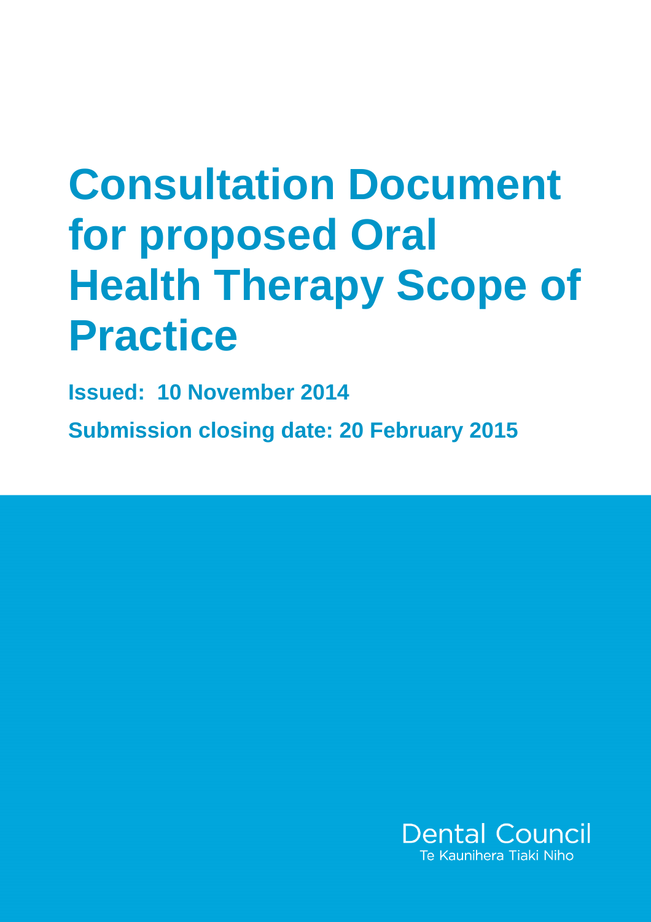# Consultation Document for proposed Oral Health Therapy Scope of Practice

**Issued: 10 November 2014**

**Submission closing date: 20 February 2015**

Dental Council

Te Kaunihera Tiaki Niho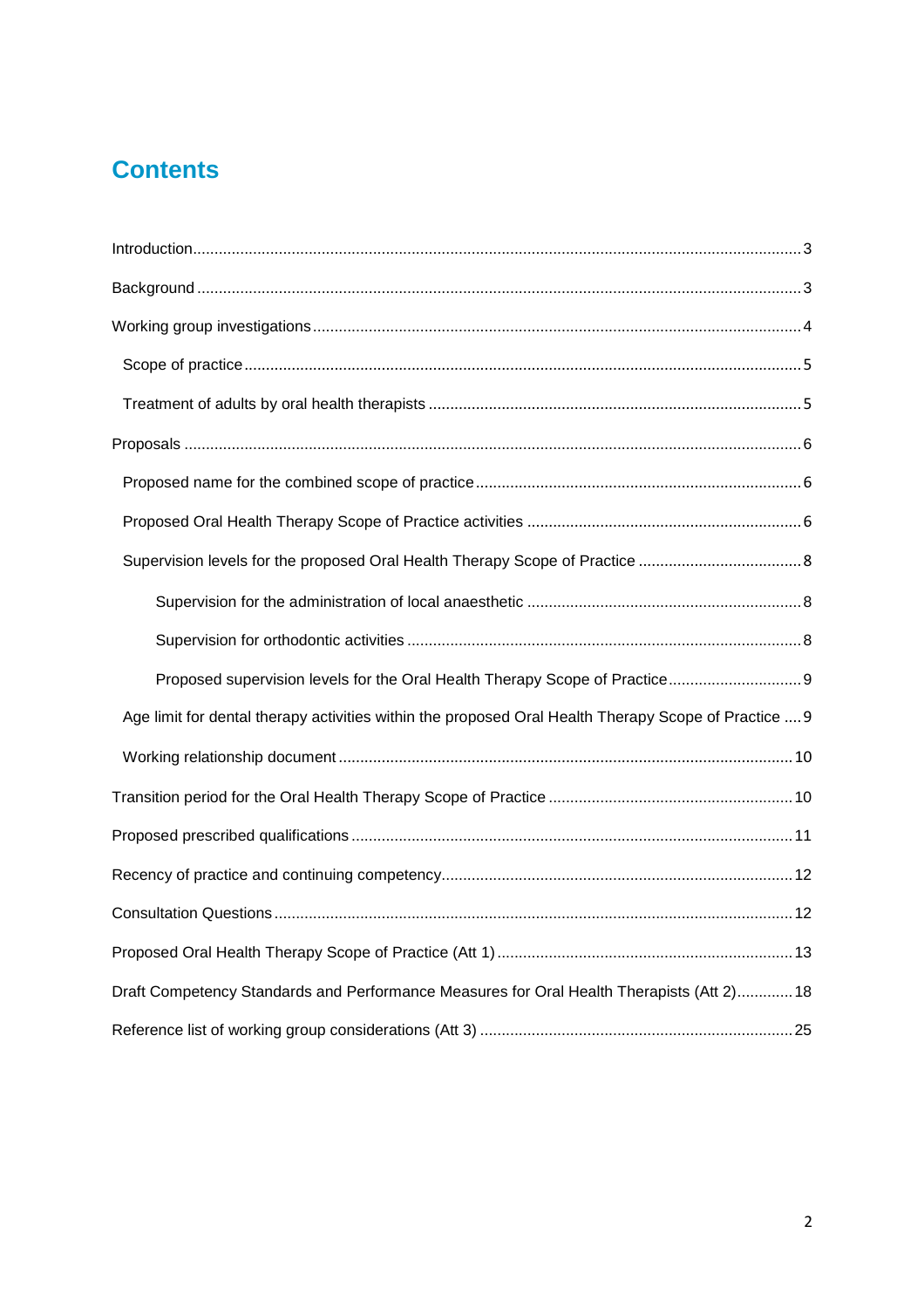# Contents

Introduction.....3

Background.....3

Working group investigations.....4

- Scope of practice.....5
- Treatment of adults by oral health therapists.....5

Proposals.....6

- Proposed name for the combined scope of practice.....6
- Proposed Oral Health Therapy Scope of Practice activities.....6
- Supervision levels for the proposed Oral Health Therapy Scope of Practice.....8
  - Supervision for the administration of local anaesthetic.....8
  - Supervision for orthodontic activities.....8
  - Proposed supervision levels for the Oral Health Therapy Scope of Practice.....9
- Age limit for dental therapy activities within the proposed Oral Health Therapy Scope of Practice.....9
- Working relationship document.....10

Transition period for the Oral Health Therapy Scope of Practice.....10

Proposed prescribed qualifications.....11

Recency of practice and continuing competency.....12

Consultation Questions.....12

Proposed Oral Health Therapy Scope of Practice (Att 1).....13

Draft Competency Standards and Performance Measures for Oral Health Therapists (Att 2).....18

Reference list of working group considerations (Att 3).....25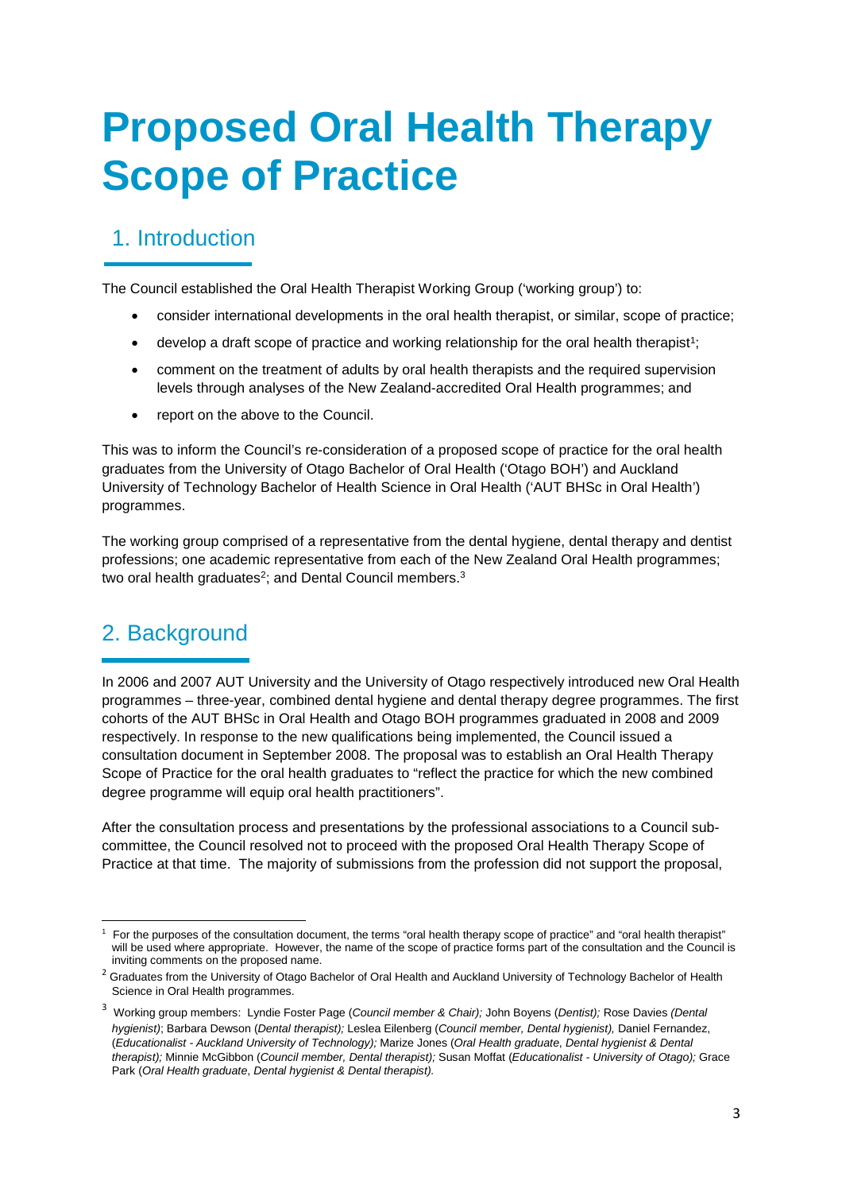# Proposed Oral Health Therapy Scope of Practice

## 1. Introduction

The Council established the Oral Health Therapist Working Group ('working group') to:

- consider international developments in the oral health therapist, or similar, scope of practice;
- develop a draft scope of practice and working relationship for the oral health therapist[1];
- comment on the treatment of adults by oral health therapists and the required supervision levels through analyses of the New Zealand-accredited Oral Health programmes; and
- report on the above to the Council.

This was to inform the Council's re-consideration of a proposed scope of practice for the oral health graduates from the University of Otago Bachelor of Oral Health ('Otago BOH') and Auckland University of Technology Bachelor of Health Science in Oral Health ('AUT BHSc in Oral Health') programmes.

The working group comprised of a representative from the dental hygiene, dental therapy and dentist professions; one academic representative from each of the New Zealand Oral Health programmes; two oral health graduates[2]; and Dental Council members.[3]

## 2. Background

In 2006 and 2007 AUT University and the University of Otago respectively introduced new Oral Health programmes – three-year, combined dental hygiene and dental therapy degree programmes. The first cohorts of the AUT BHSc in Oral Health and Otago BOH programmes graduated in 2008 and 2009 respectively. In response to the new qualifications being implemented, the Council issued a consultation document in September 2008. The proposal was to establish an Oral Health Therapy Scope of Practice for the oral health graduates to "reflect the practice for which the new combined degree programme will equip oral health practitioners".

After the consultation process and presentations by the professional associations to a Council sub-committee, the Council resolved not to proceed with the proposed Oral Health Therapy Scope of Practice at that time. The majority of submissions from the profession did not support the proposal,

---

[1] For the purposes of the consultation document, the terms "oral health therapy scope of practice" and "oral health therapist" will be used where appropriate. However, the name of the scope of practice forms part of the consultation and the Council is inviting comments on the proposed name.

[2] Graduates from the University of Otago Bachelor of Oral Health and Auckland University of Technology Bachelor of Health Science in Oral Health programmes.

[3] Working group members: Lyndie Foster Page (*Council member & Chair);* John Boyens (*Dentist);* Rose Davies *(Dental hygienist)*; Barbara Dewson (*Dental therapist);* Leslea Eilenberg (*Council member, Dental hygienist),* Daniel Fernandez, (*Educationalist - Auckland University of Technology);* Marize Jones (*Oral Health graduate, Dental hygienist & Dental therapist);* Minnie McGibbon (*Council member, Dental therapist);* Susan Moffat (*Educationalist - University of Otago);* Grace Park (*Oral Health graduate*, *Dental hygienist & Dental therapist).*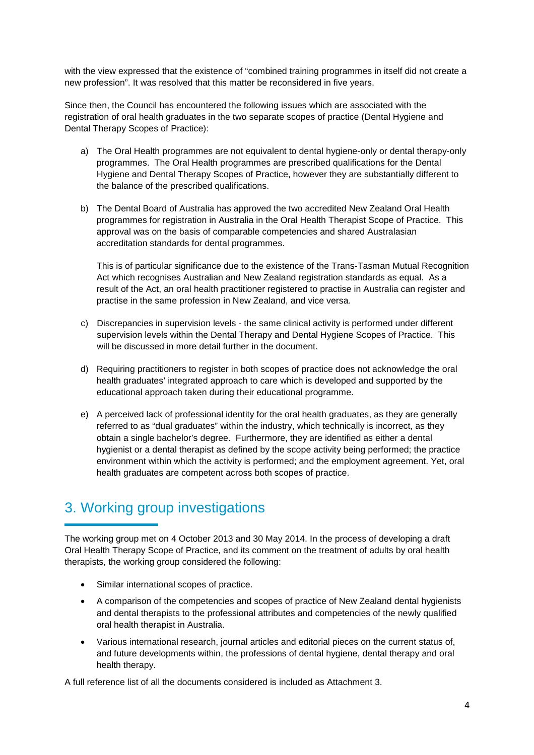with the view expressed that the existence of "combined training programmes in itself did not create a new profession". It was resolved that this matter be reconsidered in five years.

Since then, the Council has encountered the following issues which are associated with the registration of oral health graduates in the two separate scopes of practice (Dental Hygiene and Dental Therapy Scopes of Practice):

a) The Oral Health programmes are not equivalent to dental hygiene-only or dental therapy-only programmes. The Oral Health programmes are prescribed qualifications for the Dental Hygiene and Dental Therapy Scopes of Practice, however they are substantially different to the balance of the prescribed qualifications.

b) The Dental Board of Australia has approved the two accredited New Zealand Oral Health programmes for registration in Australia in the Oral Health Therapist Scope of Practice. This approval was on the basis of comparable competencies and shared Australasian accreditation standards for dental programmes.

   This is of particular significance due to the existence of the Trans-Tasman Mutual Recognition Act which recognises Australian and New Zealand registration standards as equal. As a result of the Act, an oral health practitioner registered to practise in Australia can register and practise in the same profession in New Zealand, and vice versa.

c) Discrepancies in supervision levels - the same clinical activity is performed under different supervision levels within the Dental Therapy and Dental Hygiene Scopes of Practice. This will be discussed in more detail further in the document.

d) Requiring practitioners to register in both scopes of practice does not acknowledge the oral health graduates' integrated approach to care which is developed and supported by the educational approach taken during their educational programme.

e) A perceived lack of professional identity for the oral health graduates, as they are generally referred to as "dual graduates" within the industry, which technically is incorrect, as they obtain a single bachelor's degree. Furthermore, they are identified as either a dental hygienist or a dental therapist as defined by the scope activity being performed; the practice environment within which the activity is performed; and the employment agreement. Yet, oral health graduates are competent across both scopes of practice.

## 3. Working group investigations

The working group met on 4 October 2013 and 30 May 2014. In the process of developing a draft Oral Health Therapy Scope of Practice, and its comment on the treatment of adults by oral health therapists, the working group considered the following:

- Similar international scopes of practice.
- A comparison of the competencies and scopes of practice of New Zealand dental hygienists and dental therapists to the professional attributes and competencies of the newly qualified oral health therapist in Australia.
- Various international research, journal articles and editorial pieces on the current status of, and future developments within, the professions of dental hygiene, dental therapy and oral health therapy.

A full reference list of all the documents considered is included as Attachment 3.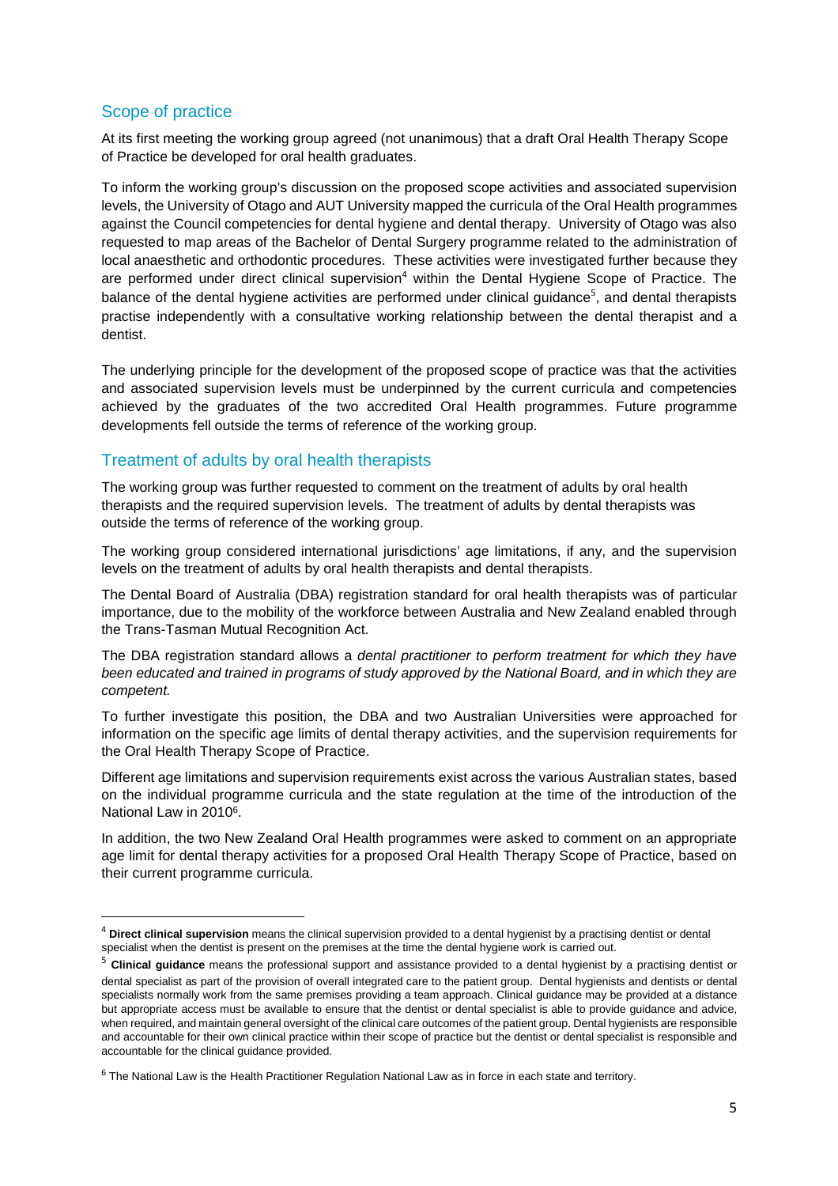## Scope of practice

At its first meeting the working group agreed (not unanimous) that a draft Oral Health Therapy Scope of Practice be developed for oral health graduates.

To inform the working group's discussion on the proposed scope activities and associated supervision levels, the University of Otago and AUT University mapped the curricula of the Oral Health programmes against the Council competencies for dental hygiene and dental therapy. University of Otago was also requested to map areas of the Bachelor of Dental Surgery programme related to the administration of local anaesthetic and orthodontic procedures. These activities were investigated further because they are performed under direct clinical supervision[4] within the Dental Hygiene Scope of Practice. The balance of the dental hygiene activities are performed under clinical guidance[5], and dental therapists practise independently with a consultative working relationship between the dental therapist and a dentist.

The underlying principle for the development of the proposed scope of practice was that the activities and associated supervision levels must be underpinned by the current curricula and competencies achieved by the graduates of the two accredited Oral Health programmes. Future programme developments fell outside the terms of reference of the working group.

## Treatment of adults by oral health therapists

The working group was further requested to comment on the treatment of adults by oral health therapists and the required supervision levels. The treatment of adults by dental therapists was outside the terms of reference of the working group.

The working group considered international jurisdictions' age limitations, if any, and the supervision levels on the treatment of adults by oral health therapists and dental therapists.

The Dental Board of Australia (DBA) registration standard for oral health therapists was of particular importance, due to the mobility of the workforce between Australia and New Zealand enabled through the Trans-Tasman Mutual Recognition Act.

The DBA registration standard allows a *dental practitioner to perform treatment for which they have been educated and trained in programs of study approved by the National Board, and in which they are competent.*

To further investigate this position, the DBA and two Australian Universities were approached for information on the specific age limits of dental therapy activities, and the supervision requirements for the Oral Health Therapy Scope of Practice.

Different age limitations and supervision requirements exist across the various Australian states, based on the individual programme curricula and the state regulation at the time of the introduction of the National Law in 2010[6].

In addition, the two New Zealand Oral Health programmes were asked to comment on an appropriate age limit for dental therapy activities for a proposed Oral Health Therapy Scope of Practice, based on their current programme curricula.

---

[4] **Direct clinical supervision** means the clinical supervision provided to a dental hygienist by a practising dentist or dental specialist when the dentist is present on the premises at the time the dental hygiene work is carried out.

[5] **Clinical guidance** means the professional support and assistance provided to a dental hygienist by a practising dentist or dental specialist as part of the provision of overall integrated care to the patient group. Dental hygienists and dentists or dental specialists normally work from the same premises providing a team approach. Clinical guidance may be provided at a distance but appropriate access must be available to ensure that the dentist or dental specialist is able to provide guidance and advice, when required, and maintain general oversight of the clinical care outcomes of the patient group. Dental hygienists are responsible and accountable for their own clinical practice within their scope of practice but the dentist or dental specialist is responsible and accountable for the clinical guidance provided.

[6] The National Law is the Health Practitioner Regulation National Law as in force in each state and territory.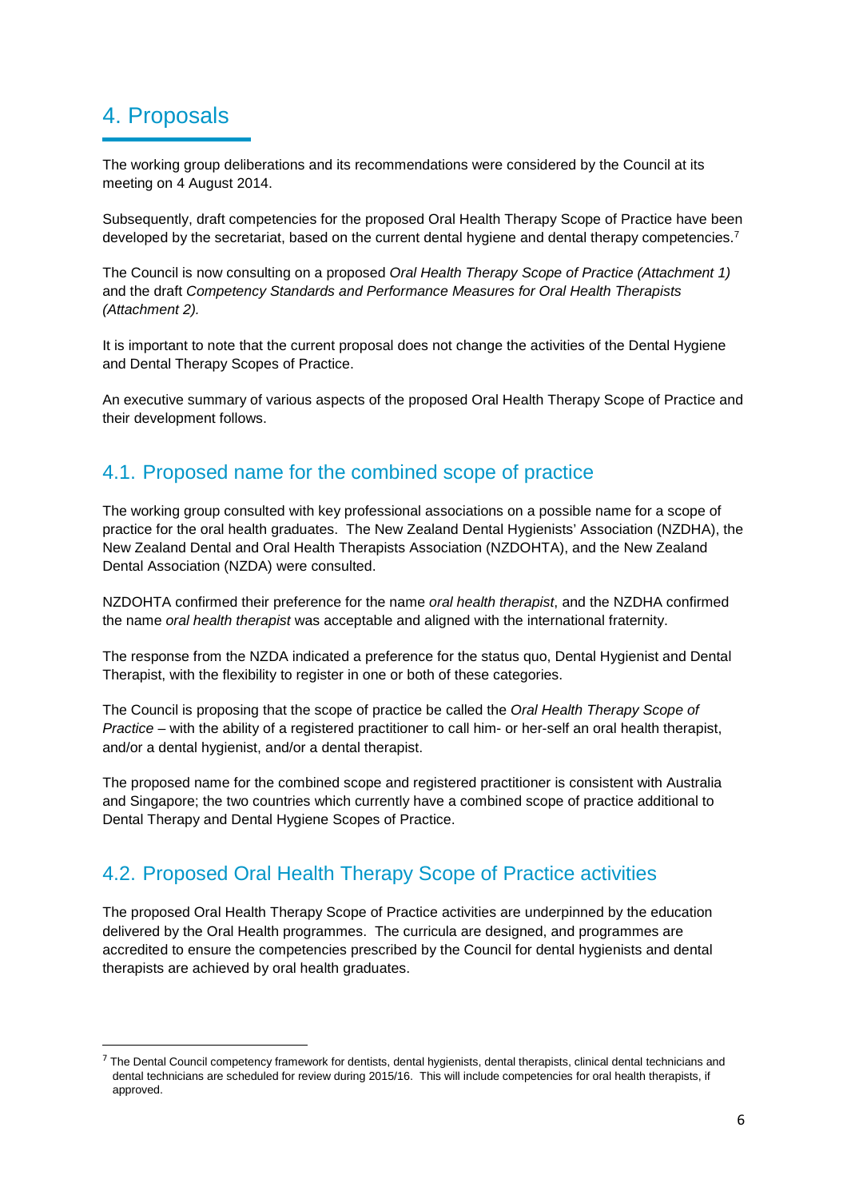# 4. Proposals

The working group deliberations and its recommendations were considered by the Council at its meeting on 4 August 2014.

Subsequently, draft competencies for the proposed Oral Health Therapy Scope of Practice have been developed by the secretariat, based on the current dental hygiene and dental therapy competencies.[7]

The Council is now consulting on a proposed *Oral Health Therapy Scope of Practice (Attachment 1)* and the draft *Competency Standards and Performance Measures for Oral Health Therapists (Attachment 2).*

It is important to note that the current proposal does not change the activities of the Dental Hygiene and Dental Therapy Scopes of Practice.

An executive summary of various aspects of the proposed Oral Health Therapy Scope of Practice and their development follows.

## 4.1. Proposed name for the combined scope of practice

The working group consulted with key professional associations on a possible name for a scope of practice for the oral health graduates. The New Zealand Dental Hygienists' Association (NZDHA), the New Zealand Dental and Oral Health Therapists Association (NZDOHTA), and the New Zealand Dental Association (NZDA) were consulted.

NZDOHTA confirmed their preference for the name *oral health therapist*, and the NZDHA confirmed the name *oral health therapist* was acceptable and aligned with the international fraternity.

The response from the NZDA indicated a preference for the status quo, Dental Hygienist and Dental Therapist, with the flexibility to register in one or both of these categories.

The Council is proposing that the scope of practice be called the *Oral Health Therapy Scope of Practice* – with the ability of a registered practitioner to call him- or her-self an oral health therapist, and/or a dental hygienist, and/or a dental therapist.

The proposed name for the combined scope and registered practitioner is consistent with Australia and Singapore; the two countries which currently have a combined scope of practice additional to Dental Therapy and Dental Hygiene Scopes of Practice.

## 4.2. Proposed Oral Health Therapy Scope of Practice activities

The proposed Oral Health Therapy Scope of Practice activities are underpinned by the education delivered by the Oral Health programmes. The curricula are designed, and programmes are accredited to ensure the competencies prescribed by the Council for dental hygienists and dental therapists are achieved by oral health graduates.

---

[7] The Dental Council competency framework for dentists, dental hygienists, dental therapists, clinical dental technicians and dental technicians are scheduled for review during 2015/16. This will include competencies for oral health therapists, if approved.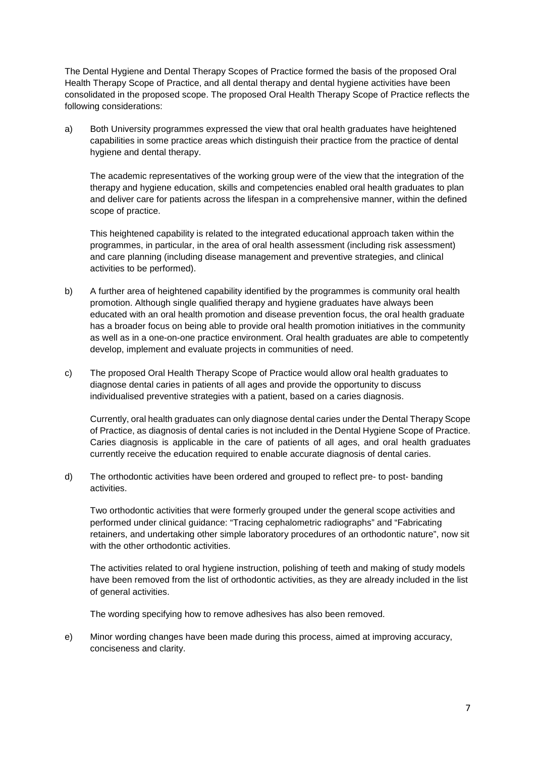The Dental Hygiene and Dental Therapy Scopes of Practice formed the basis of the proposed Oral Health Therapy Scope of Practice, and all dental therapy and dental hygiene activities have been consolidated in the proposed scope. The proposed Oral Health Therapy Scope of Practice reflects the following considerations:

a) Both University programmes expressed the view that oral health graduates have heightened capabilities in some practice areas which distinguish their practice from the practice of dental hygiene and dental therapy.

   The academic representatives of the working group were of the view that the integration of the therapy and hygiene education, skills and competencies enabled oral health graduates to plan and deliver care for patients across the lifespan in a comprehensive manner, within the defined scope of practice.

   This heightened capability is related to the integrated educational approach taken within the programmes, in particular, in the area of oral health assessment (including risk assessment) and care planning (including disease management and preventive strategies, and clinical activities to be performed).

b) A further area of heightened capability identified by the programmes is community oral health promotion. Although single qualified therapy and hygiene graduates have always been educated with an oral health promotion and disease prevention focus, the oral health graduate has a broader focus on being able to provide oral health promotion initiatives in the community as well as in a one-on-one practice environment. Oral health graduates are able to competently develop, implement and evaluate projects in communities of need.

c) The proposed Oral Health Therapy Scope of Practice would allow oral health graduates to diagnose dental caries in patients of all ages and provide the opportunity to discuss individualised preventive strategies with a patient, based on a caries diagnosis.

   Currently, oral health graduates can only diagnose dental caries under the Dental Therapy Scope of Practice, as diagnosis of dental caries is not included in the Dental Hygiene Scope of Practice. Caries diagnosis is applicable in the care of patients of all ages, and oral health graduates currently receive the education required to enable accurate diagnosis of dental caries.

d) The orthodontic activities have been ordered and grouped to reflect pre- to post- banding activities.

   Two orthodontic activities that were formerly grouped under the general scope activities and performed under clinical guidance: "Tracing cephalometric radiographs" and "Fabricating retainers, and undertaking other simple laboratory procedures of an orthodontic nature", now sit with the other orthodontic activities.

   The activities related to oral hygiene instruction, polishing of teeth and making of study models have been removed from the list of orthodontic activities, as they are already included in the list of general activities.

   The wording specifying how to remove adhesives has also been removed.

e) Minor wording changes have been made during this process, aimed at improving accuracy, conciseness and clarity.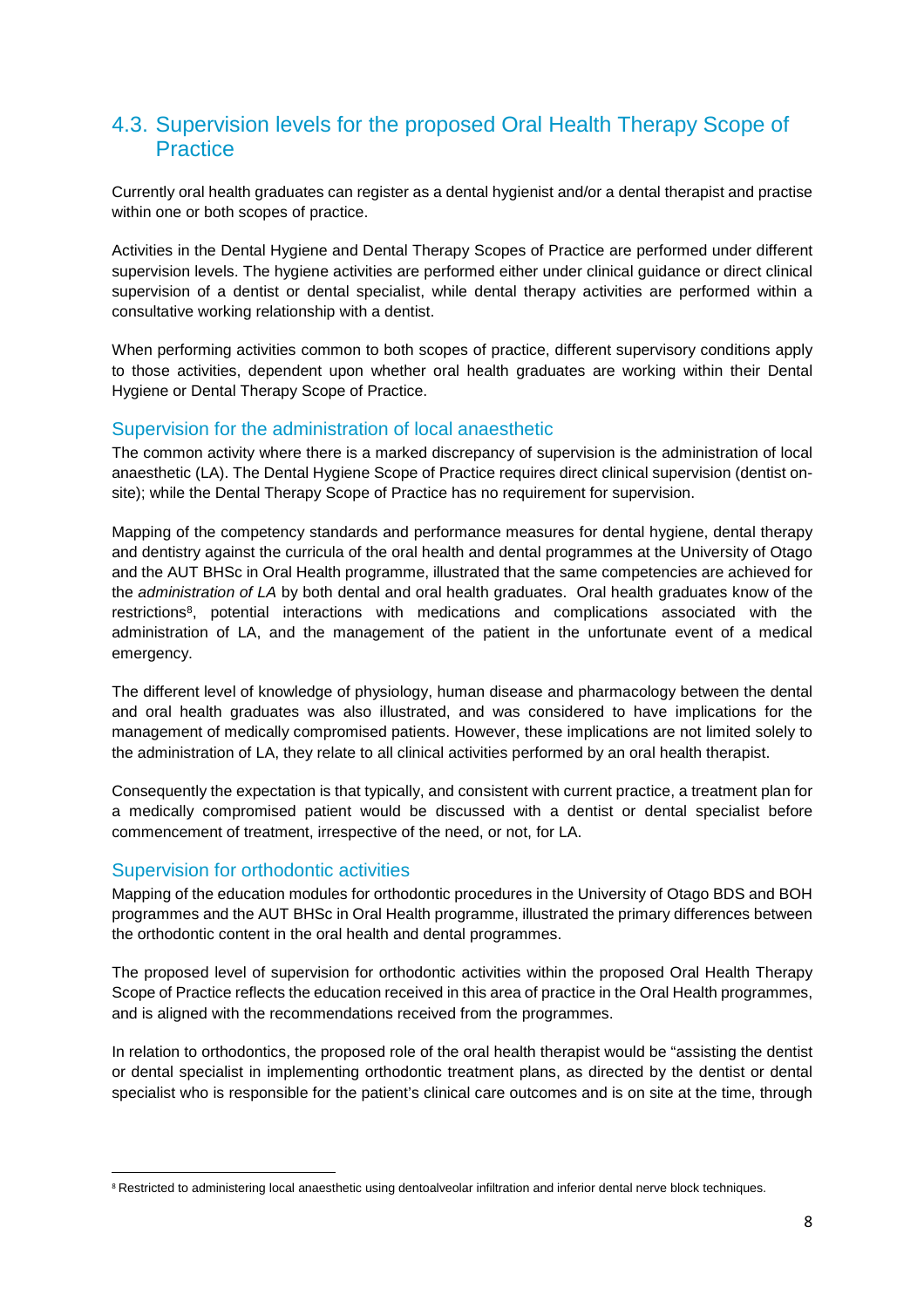## 4.3. Supervision levels for the proposed Oral Health Therapy Scope of Practice

Currently oral health graduates can register as a dental hygienist and/or a dental therapist and practise within one or both scopes of practice.

Activities in the Dental Hygiene and Dental Therapy Scopes of Practice are performed under different supervision levels. The hygiene activities are performed either under clinical guidance or direct clinical supervision of a dentist or dental specialist, while dental therapy activities are performed within a consultative working relationship with a dentist.

When performing activities common to both scopes of practice, different supervisory conditions apply to those activities, dependent upon whether oral health graduates are working within their Dental Hygiene or Dental Therapy Scope of Practice.

### Supervision for the administration of local anaesthetic

The common activity where there is a marked discrepancy of supervision is the administration of local anaesthetic (LA). The Dental Hygiene Scope of Practice requires direct clinical supervision (dentist on-site); while the Dental Therapy Scope of Practice has no requirement for supervision.

Mapping of the competency standards and performance measures for dental hygiene, dental therapy and dentistry against the curricula of the oral health and dental programmes at the University of Otago and the AUT BHSc in Oral Health programme, illustrated that the same competencies are achieved for the *administration of LA* by both dental and oral health graduates. Oral health graduates know of the restrictions[8], potential interactions with medications and complications associated with the administration of LA, and the management of the patient in the unfortunate event of a medical emergency.

The different level of knowledge of physiology, human disease and pharmacology between the dental and oral health graduates was also illustrated, and was considered to have implications for the management of medically compromised patients. However, these implications are not limited solely to the administration of LA, they relate to all clinical activities performed by an oral health therapist.

Consequently the expectation is that typically, and consistent with current practice, a treatment plan for a medically compromised patient would be discussed with a dentist or dental specialist before commencement of treatment, irrespective of the need, or not, for LA.

### Supervision for orthodontic activities

Mapping of the education modules for orthodontic procedures in the University of Otago BDS and BOH programmes and the AUT BHSc in Oral Health programme, illustrated the primary differences between the orthodontic content in the oral health and dental programmes.

The proposed level of supervision for orthodontic activities within the proposed Oral Health Therapy Scope of Practice reflects the education received in this area of practice in the Oral Health programmes, and is aligned with the recommendations received from the programmes.

In relation to orthodontics, the proposed role of the oral health therapist would be "assisting the dentist or dental specialist in implementing orthodontic treatment plans, as directed by the dentist or dental specialist who is responsible for the patient's clinical care outcomes and is on site at the time, through

---

[8] Restricted to administering local anaesthetic using dentoalveolar infiltration and inferior dental nerve block techniques.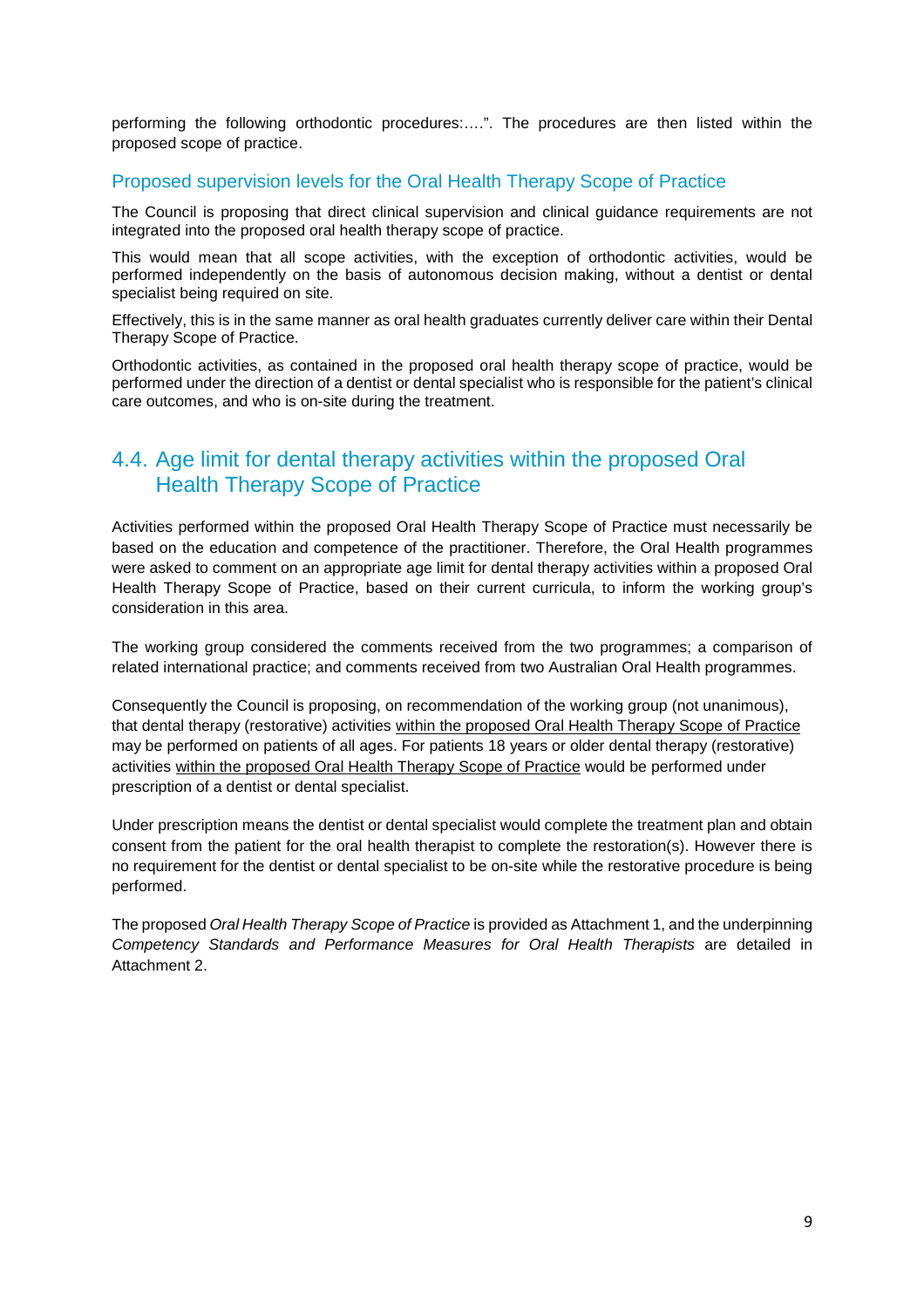performing the following orthodontic procedures:….". The procedures are then listed within the proposed scope of practice.

### Proposed supervision levels for the Oral Health Therapy Scope of Practice

The Council is proposing that direct clinical supervision and clinical guidance requirements are not integrated into the proposed oral health therapy scope of practice.

This would mean that all scope activities, with the exception of orthodontic activities, would be performed independently on the basis of autonomous decision making, without a dentist or dental specialist being required on site.

Effectively, this is in the same manner as oral health graduates currently deliver care within their Dental Therapy Scope of Practice.

Orthodontic activities, as contained in the proposed oral health therapy scope of practice, would be performed under the direction of a dentist or dental specialist who is responsible for the patient's clinical care outcomes, and who is on-site during the treatment.

## 4.4. Age limit for dental therapy activities within the proposed Oral Health Therapy Scope of Practice

Activities performed within the proposed Oral Health Therapy Scope of Practice must necessarily be based on the education and competence of the practitioner. Therefore, the Oral Health programmes were asked to comment on an appropriate age limit for dental therapy activities within a proposed Oral Health Therapy Scope of Practice, based on their current curricula, to inform the working group's consideration in this area.

The working group considered the comments received from the two programmes; a comparison of related international practice; and comments received from two Australian Oral Health programmes.

Consequently the Council is proposing, on recommendation of the working group (not unanimous), that dental therapy (restorative) activities within the proposed Oral Health Therapy Scope of Practice may be performed on patients of all ages. For patients 18 years or older dental therapy (restorative) activities within the proposed Oral Health Therapy Scope of Practice would be performed under prescription of a dentist or dental specialist.

Under prescription means the dentist or dental specialist would complete the treatment plan and obtain consent from the patient for the oral health therapist to complete the restoration(s). However there is no requirement for the dentist or dental specialist to be on-site while the restorative procedure is being performed.

The proposed *Oral Health Therapy Scope of Practice* is provided as Attachment 1, and the underpinning *Competency Standards and Performance Measures for Oral Health Therapists* are detailed in Attachment 2.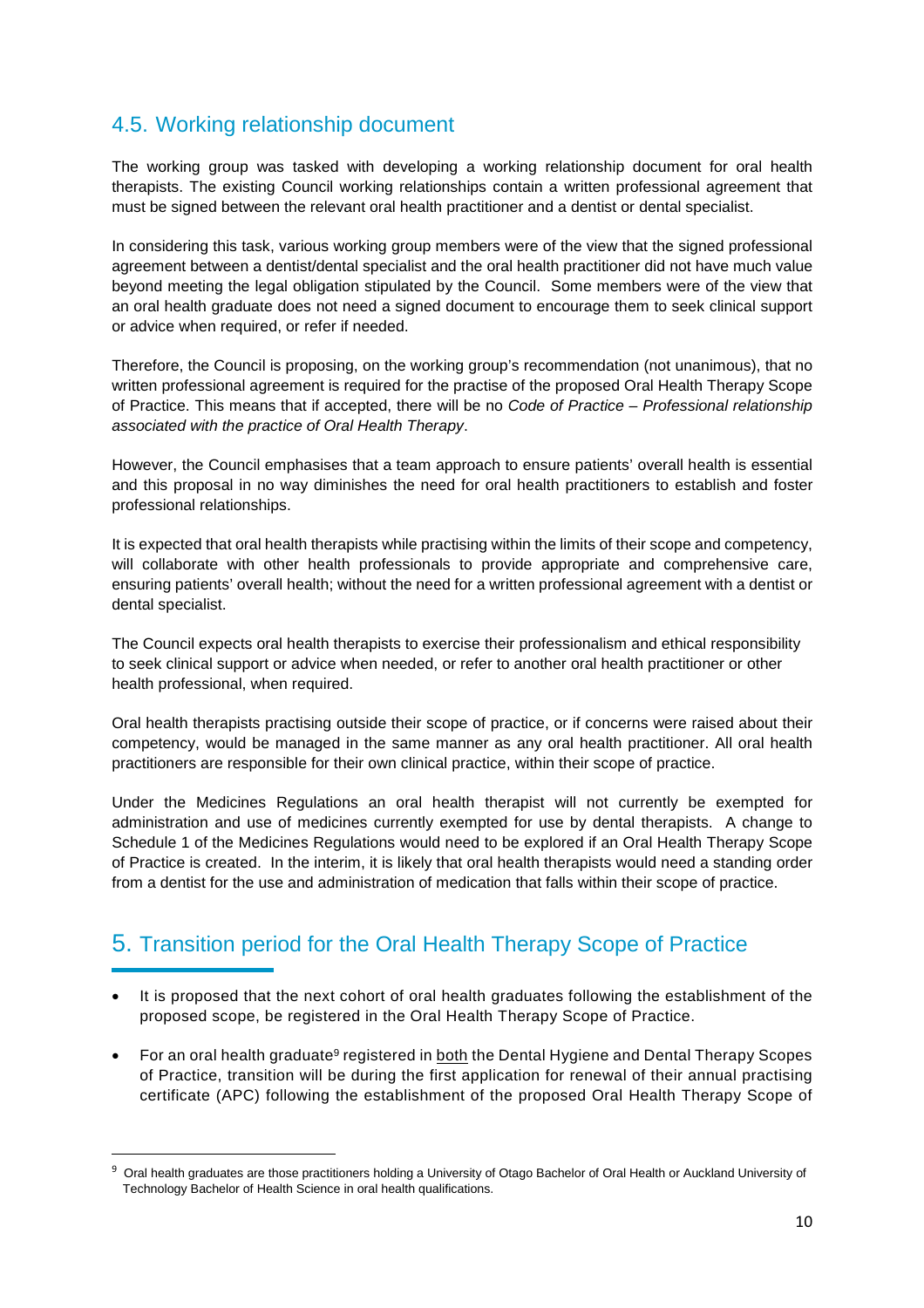## 4.5. Working relationship document

The working group was tasked with developing a working relationship document for oral health therapists. The existing Council working relationships contain a written professional agreement that must be signed between the relevant oral health practitioner and a dentist or dental specialist.

In considering this task, various working group members were of the view that the signed professional agreement between a dentist/dental specialist and the oral health practitioner did not have much value beyond meeting the legal obligation stipulated by the Council. Some members were of the view that an oral health graduate does not need a signed document to encourage them to seek clinical support or advice when required, or refer if needed.

Therefore, the Council is proposing, on the working group's recommendation (not unanimous), that no written professional agreement is required for the practise of the proposed Oral Health Therapy Scope of Practice. This means that if accepted, there will be no *Code of Practice – Professional relationship associated with the practice of Oral Health Therapy*.

However, the Council emphasises that a team approach to ensure patients' overall health is essential and this proposal in no way diminishes the need for oral health practitioners to establish and foster professional relationships.

It is expected that oral health therapists while practising within the limits of their scope and competency, will collaborate with other health professionals to provide appropriate and comprehensive care, ensuring patients' overall health; without the need for a written professional agreement with a dentist or dental specialist.

The Council expects oral health therapists to exercise their professionalism and ethical responsibility to seek clinical support or advice when needed, or refer to another oral health practitioner or other health professional, when required.

Oral health therapists practising outside their scope of practice, or if concerns were raised about their competency, would be managed in the same manner as any oral health practitioner. All oral health practitioners are responsible for their own clinical practice, within their scope of practice.

Under the Medicines Regulations an oral health therapist will not currently be exempted for administration and use of medicines currently exempted for use by dental therapists. A change to Schedule 1 of the Medicines Regulations would need to be explored if an Oral Health Therapy Scope of Practice is created. In the interim, it is likely that oral health therapists would need a standing order from a dentist for the use and administration of medication that falls within their scope of practice.

# 5. Transition period for the Oral Health Therapy Scope of Practice

- It is proposed that the next cohort of oral health graduates following the establishment of the proposed scope, be registered in the Oral Health Therapy Scope of Practice.
- For an oral health graduate[9] registered in both the Dental Hygiene and Dental Therapy Scopes of Practice, transition will be during the first application for renewal of their annual practising certificate (APC) following the establishment of the proposed Oral Health Therapy Scope of

[9] Oral health graduates are those practitioners holding a University of Otago Bachelor of Oral Health or Auckland University of Technology Bachelor of Health Science in oral health qualifications.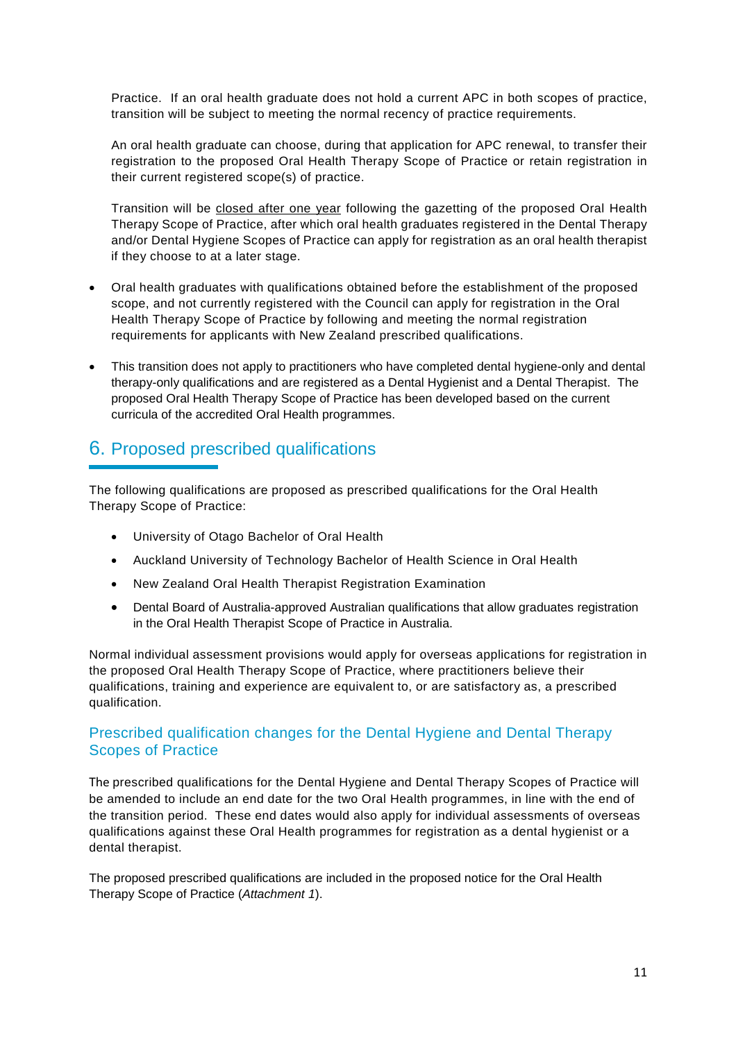Practice. If an oral health graduate does not hold a current APC in both scopes of practice, transition will be subject to meeting the normal recency of practice requirements.

An oral health graduate can choose, during that application for APC renewal, to transfer their registration to the proposed Oral Health Therapy Scope of Practice or retain registration in their current registered scope(s) of practice.

Transition will be <u>closed after one year</u> following the gazetting of the proposed Oral Health Therapy Scope of Practice, after which oral health graduates registered in the Dental Therapy and/or Dental Hygiene Scopes of Practice can apply for registration as an oral health therapist if they choose to at a later stage.

- Oral health graduates with qualifications obtained before the establishment of the proposed scope, and not currently registered with the Council can apply for registration in the Oral Health Therapy Scope of Practice by following and meeting the normal registration requirements for applicants with New Zealand prescribed qualifications.

- This transition does not apply to practitioners who have completed dental hygiene-only and dental therapy-only qualifications and are registered as a Dental Hygienist and a Dental Therapist. The proposed Oral Health Therapy Scope of Practice has been developed based on the current curricula of the accredited Oral Health programmes.

## 6. Proposed prescribed qualifications

The following qualifications are proposed as prescribed qualifications for the Oral Health Therapy Scope of Practice:

- University of Otago Bachelor of Oral Health
- Auckland University of Technology Bachelor of Health Science in Oral Health
- New Zealand Oral Health Therapist Registration Examination
- Dental Board of Australia-approved Australian qualifications that allow graduates registration in the Oral Health Therapist Scope of Practice in Australia.

Normal individual assessment provisions would apply for overseas applications for registration in the proposed Oral Health Therapy Scope of Practice, where practitioners believe their qualifications, training and experience are equivalent to, or are satisfactory as, a prescribed qualification.

### Prescribed qualification changes for the Dental Hygiene and Dental Therapy Scopes of Practice

The prescribed qualifications for the Dental Hygiene and Dental Therapy Scopes of Practice will be amended to include an end date for the two Oral Health programmes, in line with the end of the transition period. These end dates would also apply for individual assessments of overseas qualifications against these Oral Health programmes for registration as a dental hygienist or a dental therapist.

The proposed prescribed qualifications are included in the proposed notice for the Oral Health Therapy Scope of Practice (*Attachment 1*).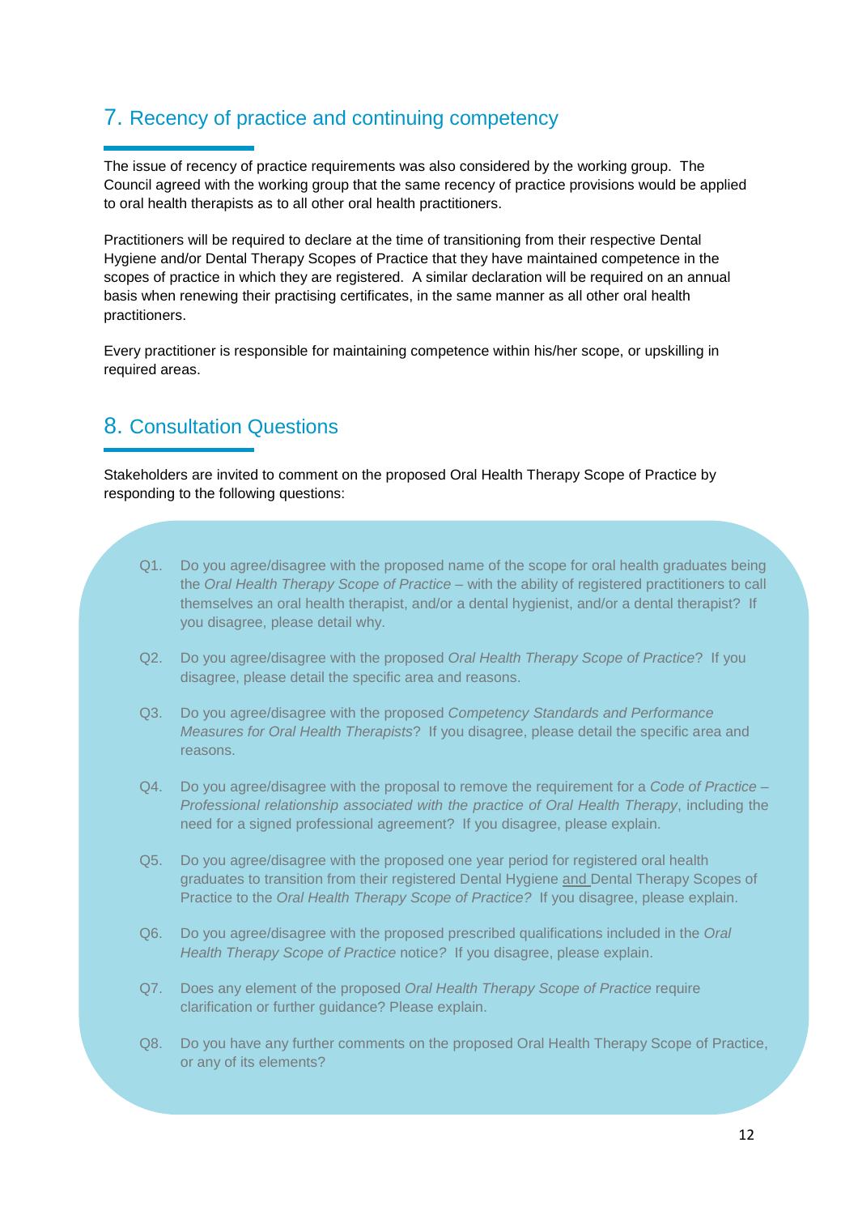## 7. Recency of practice and continuing competency

The issue of recency of practice requirements was also considered by the working group. The Council agreed with the working group that the same recency of practice provisions would be applied to oral health therapists as to all other oral health practitioners.

Practitioners will be required to declare at the time of transitioning from their respective Dental Hygiene and/or Dental Therapy Scopes of Practice that they have maintained competence in the scopes of practice in which they are registered. A similar declaration will be required on an annual basis when renewing their practising certificates, in the same manner as all other oral health practitioners.

Every practitioner is responsible for maintaining competence within his/her scope, or upskilling in required areas.

## 8. Consultation Questions

Stakeholders are invited to comment on the proposed Oral Health Therapy Scope of Practice by responding to the following questions:

Q1. Do you agree/disagree with the proposed name of the scope for oral health graduates being the *Oral Health Therapy Scope of Practice* – with the ability of registered practitioners to call themselves an oral health therapist, and/or a dental hygienist, and/or a dental therapist? If you disagree, please detail why.

Q2. Do you agree/disagree with the proposed *Oral Health Therapy Scope of Practice*? If you disagree, please detail the specific area and reasons.

Q3. Do you agree/disagree with the proposed *Competency Standards and Performance Measures for Oral Health Therapists*? If you disagree, please detail the specific area and reasons.

Q4. Do you agree/disagree with the proposal to remove the requirement for a *Code of Practice – Professional relationship associated with the practice of Oral Health Therapy*, including the need for a signed professional agreement? If you disagree, please explain.

Q5. Do you agree/disagree with the proposed one year period for registered oral health graduates to transition from their registered Dental Hygiene <u>and</u> Dental Therapy Scopes of Practice to the *Oral Health Therapy Scope of Practice?* If you disagree, please explain.

Q6. Do you agree/disagree with the proposed prescribed qualifications included in the *Oral Health Therapy Scope of Practice* notice? If you disagree, please explain.

Q7. Does any element of the proposed *Oral Health Therapy Scope of Practice* require clarification or further guidance? Please explain.

Q8. Do you have any further comments on the proposed Oral Health Therapy Scope of Practice, or any of its elements?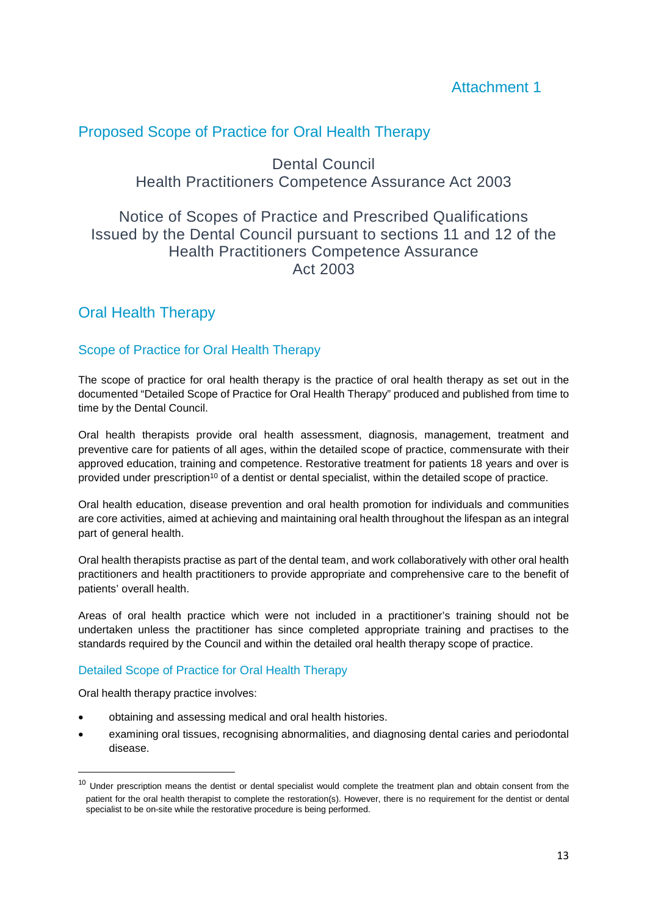Attachment 1

# Proposed Scope of Practice for Oral Health Therapy

Dental Council
Health Practitioners Competence Assurance Act 2003

Notice of Scopes of Practice and Prescribed Qualifications
Issued by the Dental Council pursuant to sections 11 and 12 of the Health Practitioners Competence Assurance Act 2003

## Oral Health Therapy

### Scope of Practice for Oral Health Therapy

The scope of practice for oral health therapy is the practice of oral health therapy as set out in the documented "Detailed Scope of Practice for Oral Health Therapy" produced and published from time to time by the Dental Council.

Oral health therapists provide oral health assessment, diagnosis, management, treatment and preventive care for patients of all ages, within the detailed scope of practice, commensurate with their approved education, training and competence. Restorative treatment for patients 18 years and over is provided under prescription[10] of a dentist or dental specialist, within the detailed scope of practice.

Oral health education, disease prevention and oral health promotion for individuals and communities are core activities, aimed at achieving and maintaining oral health throughout the lifespan as an integral part of general health.

Oral health therapists practise as part of the dental team, and work collaboratively with other oral health practitioners and health practitioners to provide appropriate and comprehensive care to the benefit of patients' overall health.

Areas of oral health practice which were not included in a practitioner's training should not be undertaken unless the practitioner has since completed appropriate training and practises to the standards required by the Council and within the detailed oral health therapy scope of practice.

#### Detailed Scope of Practice for Oral Health Therapy

Oral health therapy practice involves:

- obtaining and assessing medical and oral health histories.
- examining oral tissues, recognising abnormalities, and diagnosing dental caries and periodontal disease.

[10] Under prescription means the dentist or dental specialist would complete the treatment plan and obtain consent from the patient for the oral health therapist to complete the restoration(s). However, there is no requirement for the dentist or dental specialist to be on-site while the restorative procedure is being performed.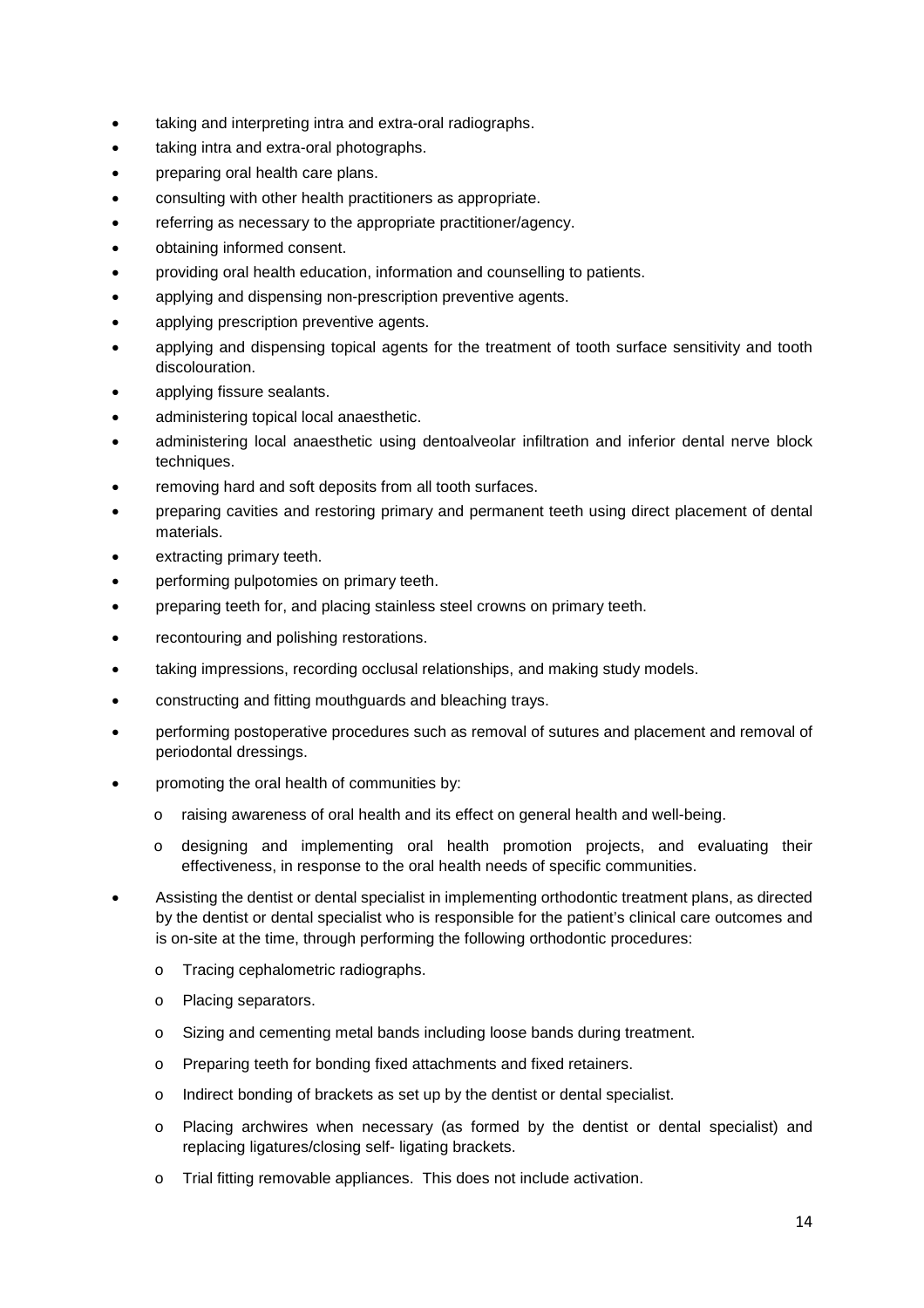- taking and interpreting intra and extra-oral radiographs.
- taking intra and extra-oral photographs.
- preparing oral health care plans.
- consulting with other health practitioners as appropriate.
- referring as necessary to the appropriate practitioner/agency.
- obtaining informed consent.
- providing oral health education, information and counselling to patients.
- applying and dispensing non-prescription preventive agents.
- applying prescription preventive agents.
- applying and dispensing topical agents for the treatment of tooth surface sensitivity and tooth discolouration.
- applying fissure sealants.
- administering topical local anaesthetic.
- administering local anaesthetic using dentoalveolar infiltration and inferior dental nerve block techniques.
- removing hard and soft deposits from all tooth surfaces.
- preparing cavities and restoring primary and permanent teeth using direct placement of dental materials.
- extracting primary teeth.
- performing pulpotomies on primary teeth.
- preparing teeth for, and placing stainless steel crowns on primary teeth.
- recontouring and polishing restorations.
- taking impressions, recording occlusal relationships, and making study models.
- constructing and fitting mouthguards and bleaching trays.
- performing postoperative procedures such as removal of sutures and placement and removal of periodontal dressings.
- promoting the oral health of communities by:
  - raising awareness of oral health and its effect on general health and well-being.
  - designing and implementing oral health promotion projects, and evaluating their effectiveness, in response to the oral health needs of specific communities.
- Assisting the dentist or dental specialist in implementing orthodontic treatment plans, as directed by the dentist or dental specialist who is responsible for the patient's clinical care outcomes and is on-site at the time, through performing the following orthodontic procedures:
  - Tracing cephalometric radiographs.
  - Placing separators.
  - Sizing and cementing metal bands including loose bands during treatment.
  - Preparing teeth for bonding fixed attachments and fixed retainers.
  - Indirect bonding of brackets as set up by the dentist or dental specialist.
  - Placing archwires when necessary (as formed by the dentist or dental specialist) and replacing ligatures/closing self- ligating brackets.
  - Trial fitting removable appliances. This does not include activation.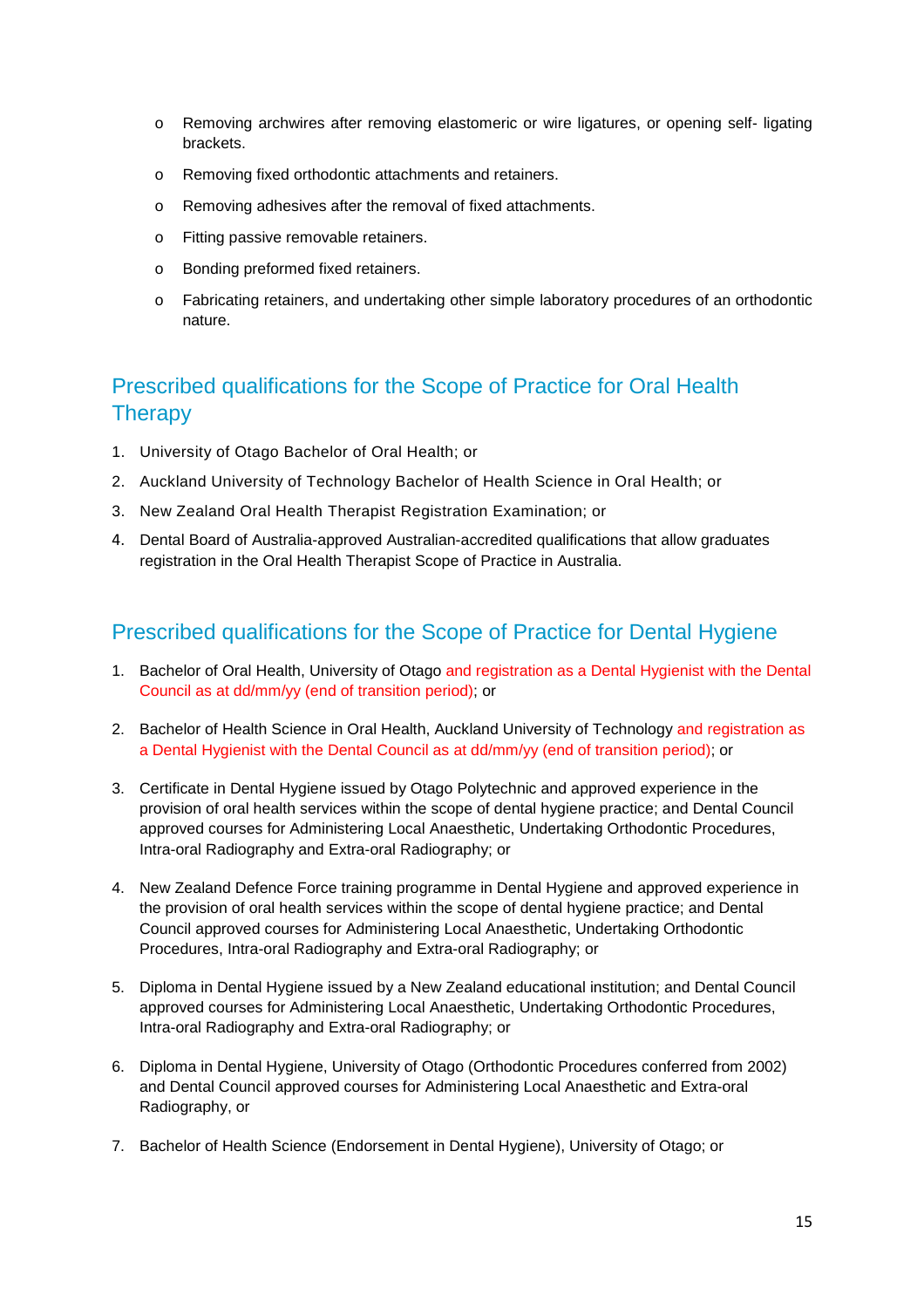- Removing archwires after removing elastomeric or wire ligatures, or opening self- ligating brackets.
- Removing fixed orthodontic attachments and retainers.
- Removing adhesives after the removal of fixed attachments.
- Fitting passive removable retainers.
- Bonding preformed fixed retainers.
- Fabricating retainers, and undertaking other simple laboratory procedures of an orthodontic nature.

## Prescribed qualifications for the Scope of Practice for Oral Health Therapy

1. University of Otago Bachelor of Oral Health; or
2. Auckland University of Technology Bachelor of Health Science in Oral Health; or
3. New Zealand Oral Health Therapist Registration Examination; or
4. Dental Board of Australia-approved Australian-accredited qualifications that allow graduates registration in the Oral Health Therapist Scope of Practice in Australia.

## Prescribed qualifications for the Scope of Practice for Dental Hygiene

1. Bachelor of Oral Health, University of Otago and registration as a Dental Hygienist with the Dental Council as at dd/mm/yy (end of transition period); or
2. Bachelor of Health Science in Oral Health, Auckland University of Technology and registration as a Dental Hygienist with the Dental Council as at dd/mm/yy (end of transition period); or
3. Certificate in Dental Hygiene issued by Otago Polytechnic and approved experience in the provision of oral health services within the scope of dental hygiene practice; and Dental Council approved courses for Administering Local Anaesthetic, Undertaking Orthodontic Procedures, Intra-oral Radiography and Extra-oral Radiography; or
4. New Zealand Defence Force training programme in Dental Hygiene and approved experience in the provision of oral health services within the scope of dental hygiene practice; and Dental Council approved courses for Administering Local Anaesthetic, Undertaking Orthodontic Procedures, Intra-oral Radiography and Extra-oral Radiography; or
5. Diploma in Dental Hygiene issued by a New Zealand educational institution; and Dental Council approved courses for Administering Local Anaesthetic, Undertaking Orthodontic Procedures, Intra-oral Radiography and Extra-oral Radiography; or
6. Diploma in Dental Hygiene, University of Otago (Orthodontic Procedures conferred from 2002) and Dental Council approved courses for Administering Local Anaesthetic and Extra-oral Radiography, or
7. Bachelor of Health Science (Endorsement in Dental Hygiene), University of Otago; or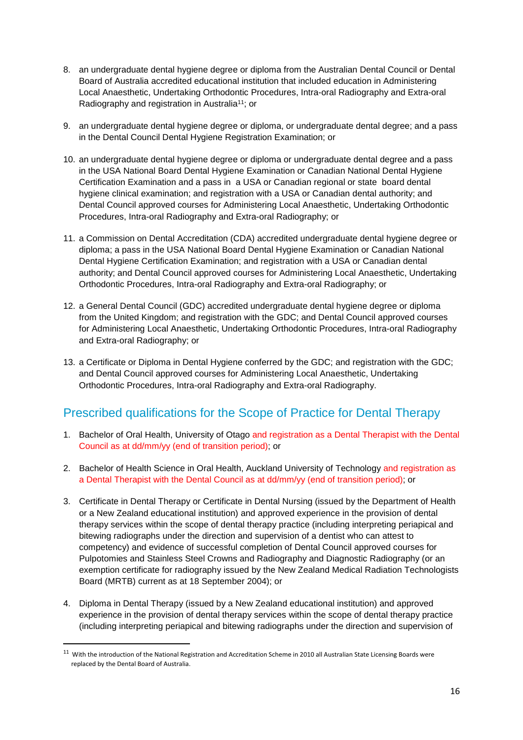8. an undergraduate dental hygiene degree or diploma from the Australian Dental Council or Dental Board of Australia accredited educational institution that included education in Administering Local Anaesthetic, Undertaking Orthodontic Procedures, Intra-oral Radiography and Extra-oral Radiography and registration in Australia[11]; or

9. an undergraduate dental hygiene degree or diploma, or undergraduate dental degree; and a pass in the Dental Council Dental Hygiene Registration Examination; or

10. an undergraduate dental hygiene degree or diploma or undergraduate dental degree and a pass in the USA National Board Dental Hygiene Examination or Canadian National Dental Hygiene Certification Examination and a pass in a USA or Canadian regional or state board dental hygiene clinical examination; and registration with a USA or Canadian dental authority; and Dental Council approved courses for Administering Local Anaesthetic, Undertaking Orthodontic Procedures, Intra-oral Radiography and Extra-oral Radiography; or

11. a Commission on Dental Accreditation (CDA) accredited undergraduate dental hygiene degree or diploma; a pass in the USA National Board Dental Hygiene Examination or Canadian National Dental Hygiene Certification Examination; and registration with a USA or Canadian dental authority; and Dental Council approved courses for Administering Local Anaesthetic, Undertaking Orthodontic Procedures, Intra-oral Radiography and Extra-oral Radiography; or

12. a General Dental Council (GDC) accredited undergraduate dental hygiene degree or diploma from the United Kingdom; and registration with the GDC; and Dental Council approved courses for Administering Local Anaesthetic, Undertaking Orthodontic Procedures, Intra-oral Radiography and Extra-oral Radiography; or

13. a Certificate or Diploma in Dental Hygiene conferred by the GDC; and registration with the GDC; and Dental Council approved courses for Administering Local Anaesthetic, Undertaking Orthodontic Procedures, Intra-oral Radiography and Extra-oral Radiography.

## Prescribed qualifications for the Scope of Practice for Dental Therapy

1. Bachelor of Oral Health, University of Otago and registration as a Dental Therapist with the Dental Council as at dd/mm/yy (end of transition period); or

2. Bachelor of Health Science in Oral Health, Auckland University of Technology and registration as a Dental Therapist with the Dental Council as at dd/mm/yy (end of transition period); or

3. Certificate in Dental Therapy or Certificate in Dental Nursing (issued by the Department of Health or a New Zealand educational institution) and approved experience in the provision of dental therapy services within the scope of dental therapy practice (including interpreting periapical and bitewing radiographs under the direction and supervision of a dentist who can attest to competency) and evidence of successful completion of Dental Council approved courses for Pulpotomies and Stainless Steel Crowns and Radiography and Diagnostic Radiography (or an exemption certificate for radiography issued by the New Zealand Medical Radiation Technologists Board (MRTB) current as at 18 September 2004); or

4. Diploma in Dental Therapy (issued by a New Zealand educational institution) and approved experience in the provision of dental therapy services within the scope of dental therapy practice (including interpreting periapical and bitewing radiographs under the direction and supervision of

[11] With the introduction of the National Registration and Accreditation Scheme in 2010 all Australian State Licensing Boards were replaced by the Dental Board of Australia.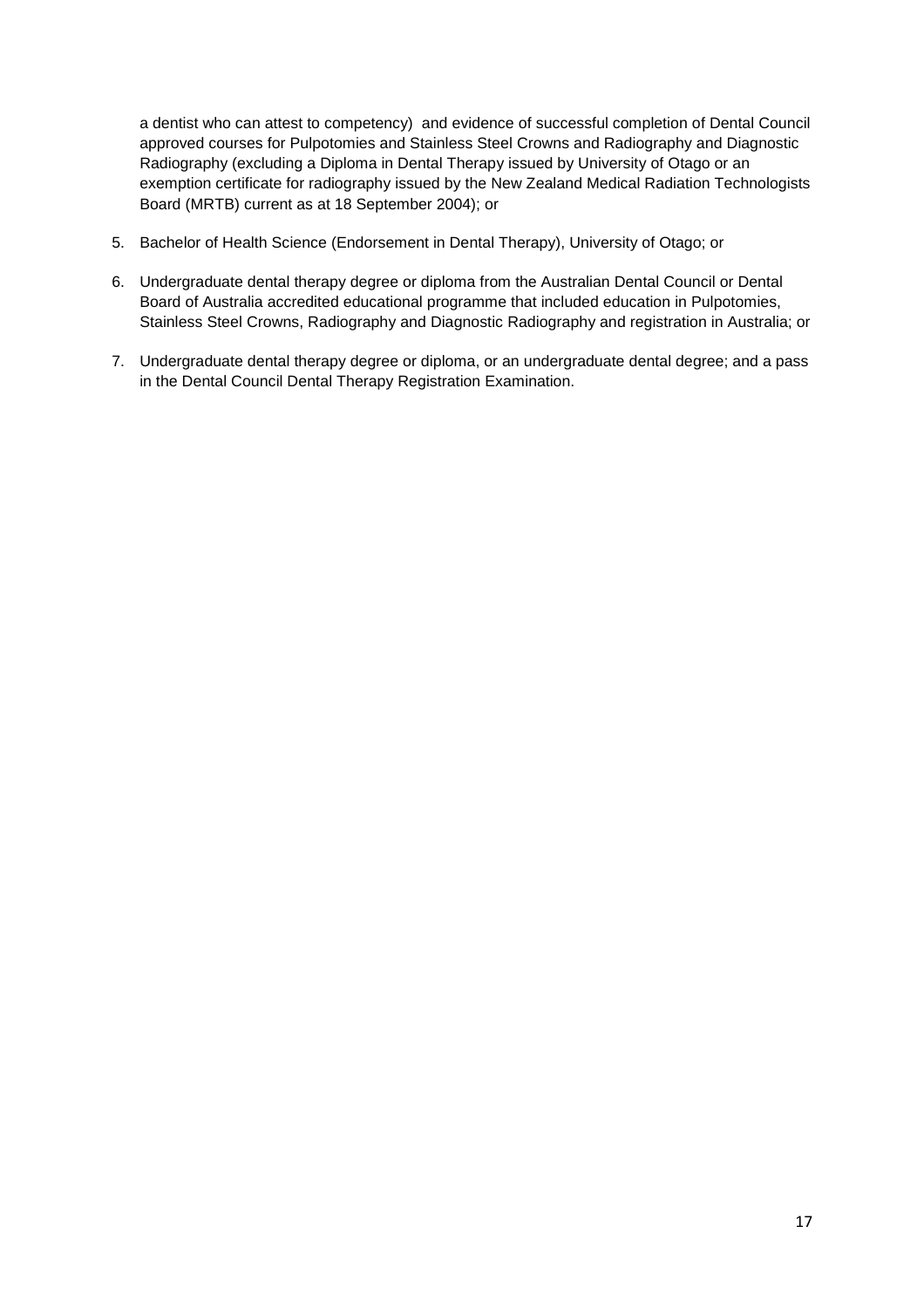a dentist who can attest to competency) and evidence of successful completion of Dental Council approved courses for Pulpotomies and Stainless Steel Crowns and Radiography and Diagnostic Radiography (excluding a Diploma in Dental Therapy issued by University of Otago or an exemption certificate for radiography issued by the New Zealand Medical Radiation Technologists Board (MRTB) current as at 18 September 2004); or

5. Bachelor of Health Science (Endorsement in Dental Therapy), University of Otago; or

6. Undergraduate dental therapy degree or diploma from the Australian Dental Council or Dental Board of Australia accredited educational programme that included education in Pulpotomies, Stainless Steel Crowns, Radiography and Diagnostic Radiography and registration in Australia; or

7. Undergraduate dental therapy degree or diploma, or an undergraduate dental degree; and a pass in the Dental Council Dental Therapy Registration Examination.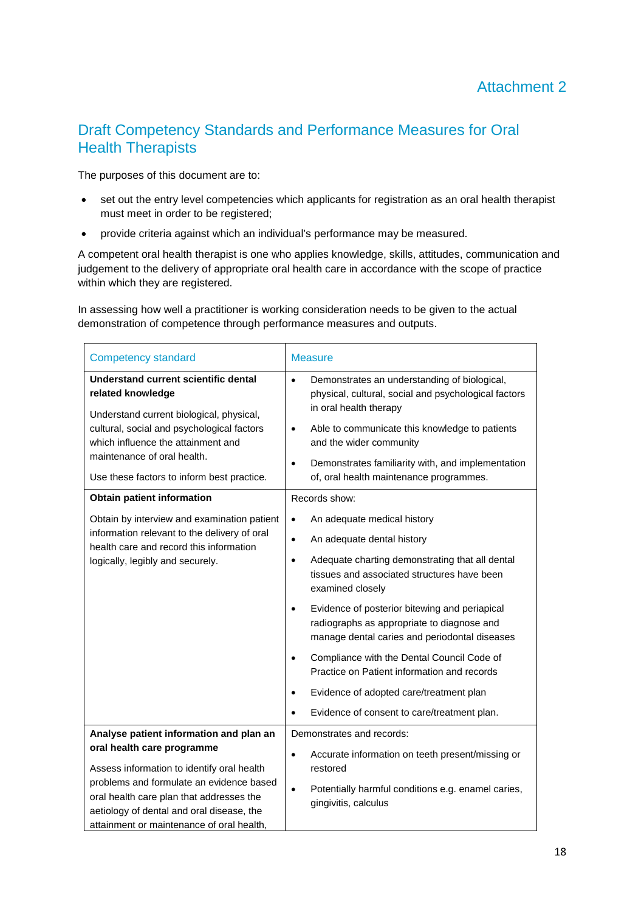Attachment 2

# Draft Competency Standards and Performance Measures for Oral Health Therapists

The purposes of this document are to:

- set out the entry level competencies which applicants for registration as an oral health therapist must meet in order to be registered;
- provide criteria against which an individual's performance may be measured.

A competent oral health therapist is one who applies knowledge, skills, attitudes, communication and judgement to the delivery of appropriate oral health care in accordance with the scope of practice within which they are registered.

In assessing how well a practitioner is working consideration needs to be given to the actual demonstration of competence through performance measures and outputs.

| Competency standard | Measure |
|---|---|
| **Understand current scientific dental related knowledge**<br><br>Understand current biological, physical, cultural, social and psychological factors which influence the attainment and maintenance of oral health.<br><br>Use these factors to inform best practice. | • Demonstrates an understanding of biological, physical, cultural, social and psychological factors in oral health therapy<br>• Able to communicate this knowledge to patients and the wider community<br>• Demonstrates familiarity with, and implementation of, oral health maintenance programmes. |
| **Obtain patient information**<br><br>Obtain by interview and examination patient information relevant to the delivery of oral health care and record this information logically, legibly and securely. | Records show:<br>• An adequate medical history<br>• An adequate dental history<br>• Adequate charting demonstrating that all dental tissues and associated structures have been examined closely<br>• Evidence of posterior bitewing and periapical radiographs as appropriate to diagnose and manage dental caries and periodontal diseases<br>• Compliance with the Dental Council Code of Practice on Patient information and records<br>• Evidence of adopted care/treatment plan<br>• Evidence of consent to care/treatment plan. |
| **Analyse patient information and plan an oral health care programme**<br><br>Assess information to identify oral health problems and formulate an evidence based oral health care plan that addresses the aetiology of dental and oral disease, the attainment or maintenance of oral health, | Demonstrates and records:<br>• Accurate information on teeth present/missing or restored<br>• Potentially harmful conditions e.g. enamel caries, gingivitis, calculus |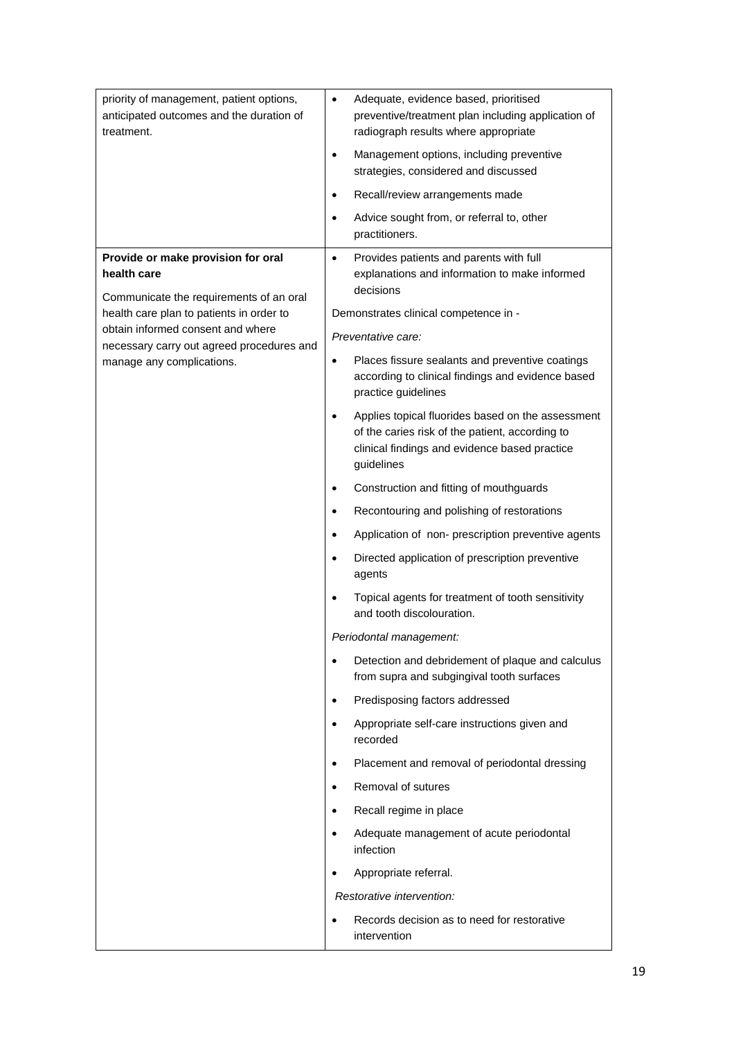| | |
|---|---|
| priority of management, patient options, anticipated outcomes and the duration of treatment. | • Adequate, evidence based, prioritised preventive/treatment plan including application of radiograph results where appropriate<br>• Management options, including preventive strategies, considered and discussed<br>• Recall/review arrangements made<br>• Advice sought from, or referral to, other practitioners. |
| **Provide or make provision for oral health care**<br><br>Communicate the requirements of an oral health care plan to patients in order to obtain informed consent and where necessary carry out agreed procedures and manage any complications. | • Provides patients and parents with full explanations and information to make informed decisions<br><br>Demonstrates clinical competence in -<br><br>*Preventative care:*<br><br>• Places fissure sealants and preventive coatings according to clinical findings and evidence based practice guidelines<br>• Applies topical fluorides based on the assessment of the caries risk of the patient, according to clinical findings and evidence based practice guidelines<br>• Construction and fitting of mouthguards<br>• Recontouring and polishing of restorations<br>• Application of non- prescription preventive agents<br>• Directed application of prescription preventive agents<br>• Topical agents for treatment of tooth sensitivity and tooth discolouration.<br><br>*Periodontal management:*<br><br>• Detection and debridement of plaque and calculus from supra and subgingival tooth surfaces<br>• Predisposing factors addressed<br>• Appropriate self-care instructions given and recorded<br>• Placement and removal of periodontal dressing<br>• Removal of sutures<br>• Recall regime in place<br>• Adequate management of acute periodontal infection<br>• Appropriate referral.<br><br>*Restorative intervention:*<br><br>• Records decision as to need for restorative intervention |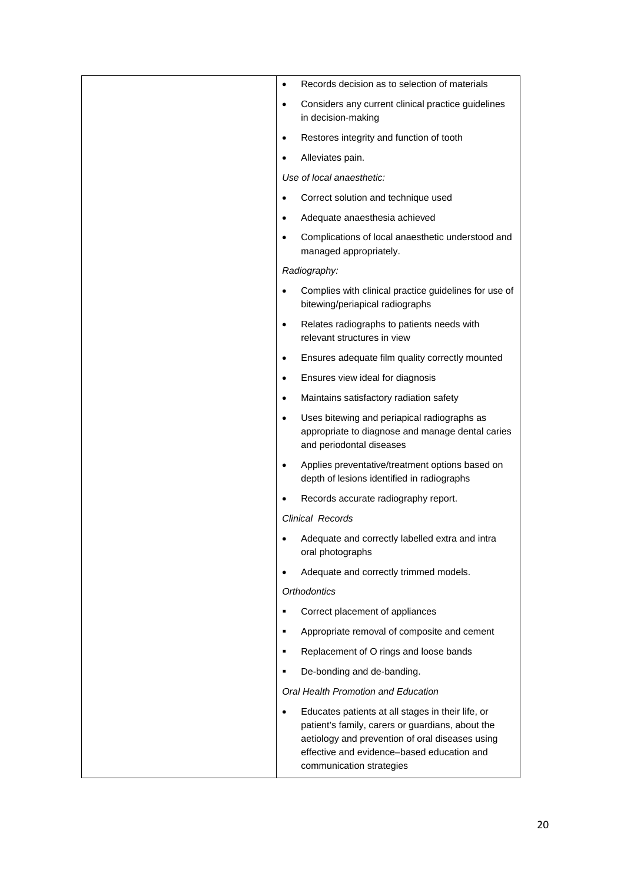| | |
|---|---|
| | • Records decision as to selection of materials<br>• Considers any current clinical practice guidelines in decision-making<br>• Restores integrity and function of tooth<br>• Alleviates pain.<br>*Use of local anaesthetic:*<br>• Correct solution and technique used<br>• Adequate anaesthesia achieved<br>• Complications of local anaesthetic understood and managed appropriately.<br>*Radiography:*<br>• Complies with clinical practice guidelines for use of bitewing/periapical radiographs<br>• Relates radiographs to patients needs with relevant structures in view<br>• Ensures adequate film quality correctly mounted<br>• Ensures view ideal for diagnosis<br>• Maintains satisfactory radiation safety<br>• Uses bitewing and periapical radiographs as appropriate to diagnose and manage dental caries and periodontal diseases<br>• Applies preventative/treatment options based on depth of lesions identified in radiographs<br>• Records accurate radiography report.<br>*Clinical Records*<br>• Adequate and correctly labelled extra and intra oral photographs<br>• Adequate and correctly trimmed models.<br>*Orthodontics*<br>▪ Correct placement of appliances<br>▪ Appropriate removal of composite and cement<br>▪ Replacement of O rings and loose bands<br>▪ De-bonding and de-banding.<br>*Oral Health Promotion and Education*<br>• Educates patients at all stages in their life, or patient's family, carers or guardians, about the aetiology and prevention of oral diseases using effective and evidence–based education and communication strategies |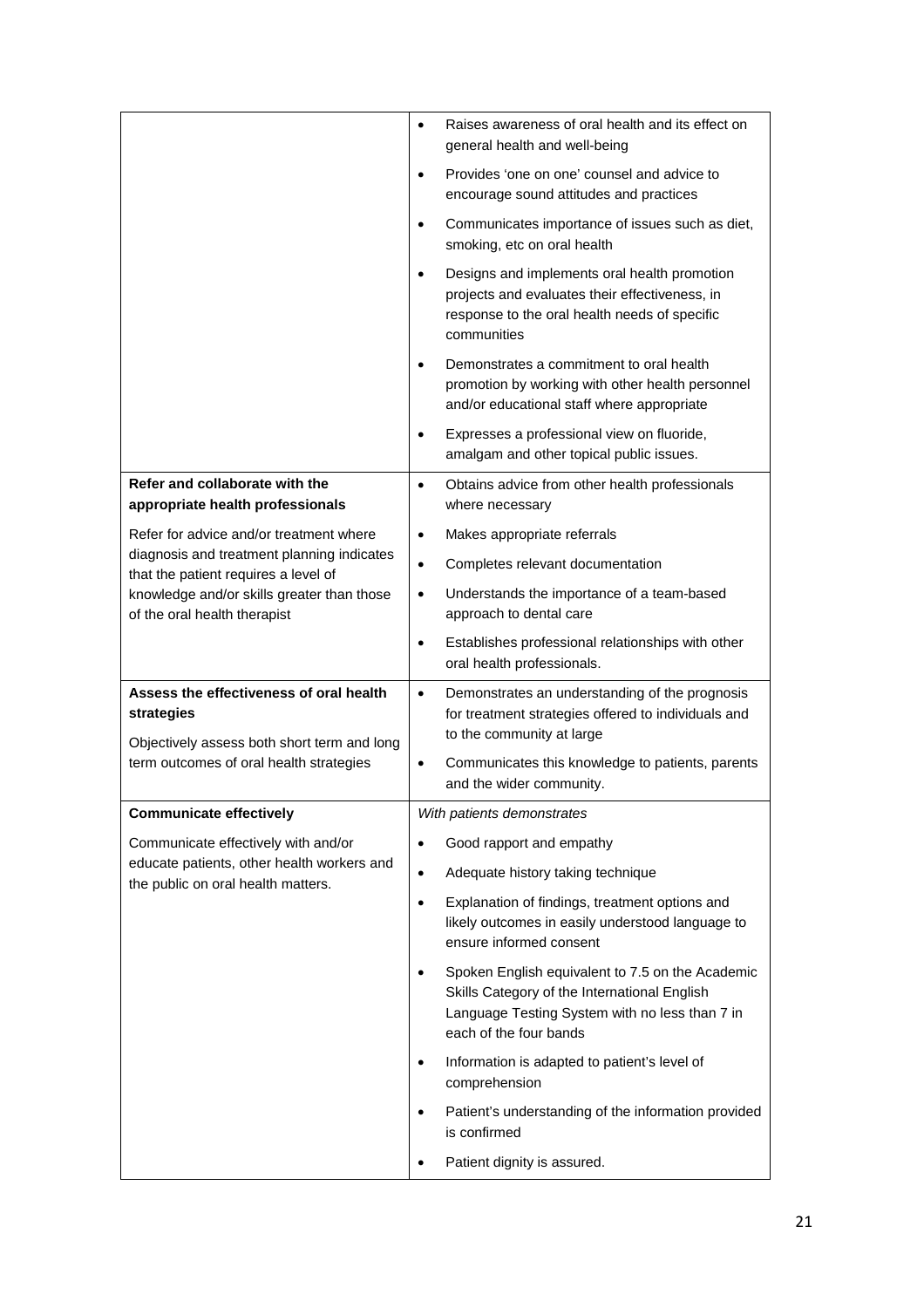| | |
|---|---|
| | • Raises awareness of oral health and its effect on general health and well-being<br>• Provides 'one on one' counsel and advice to encourage sound attitudes and practices<br>• Communicates importance of issues such as diet, smoking, etc on oral health<br>• Designs and implements oral health promotion projects and evaluates their effectiveness, in response to the oral health needs of specific communities<br>• Demonstrates a commitment to oral health promotion by working with other health personnel and/or educational staff where appropriate<br>• Expresses a professional view on fluoride, amalgam and other topical public issues. |
| **Refer and collaborate with the appropriate health professionals**<br><br>Refer for advice and/or treatment where diagnosis and treatment planning indicates that the patient requires a level of knowledge and/or skills greater than those of the oral health therapist | • Obtains advice from other health professionals where necessary<br>• Makes appropriate referrals<br>• Completes relevant documentation<br>• Understands the importance of a team-based approach to dental care<br>• Establishes professional relationships with other oral health professionals. |
| **Assess the effectiveness of oral health strategies**<br><br>Objectively assess both short term and long term outcomes of oral health strategies | • Demonstrates an understanding of the prognosis for treatment strategies offered to individuals and to the community at large<br>• Communicates this knowledge to patients, parents and the wider community. |
| **Communicate effectively**<br><br>Communicate effectively with and/or educate patients, other health workers and the public on oral health matters. | *With patients demonstrates*<br>• Good rapport and empathy<br>• Adequate history taking technique<br>• Explanation of findings, treatment options and likely outcomes in easily understood language to ensure informed consent<br>• Spoken English equivalent to 7.5 on the Academic Skills Category of the International English Language Testing System with no less than 7 in each of the four bands<br>• Information is adapted to patient's level of comprehension<br>• Patient's understanding of the information provided is confirmed<br>• Patient dignity is assured. |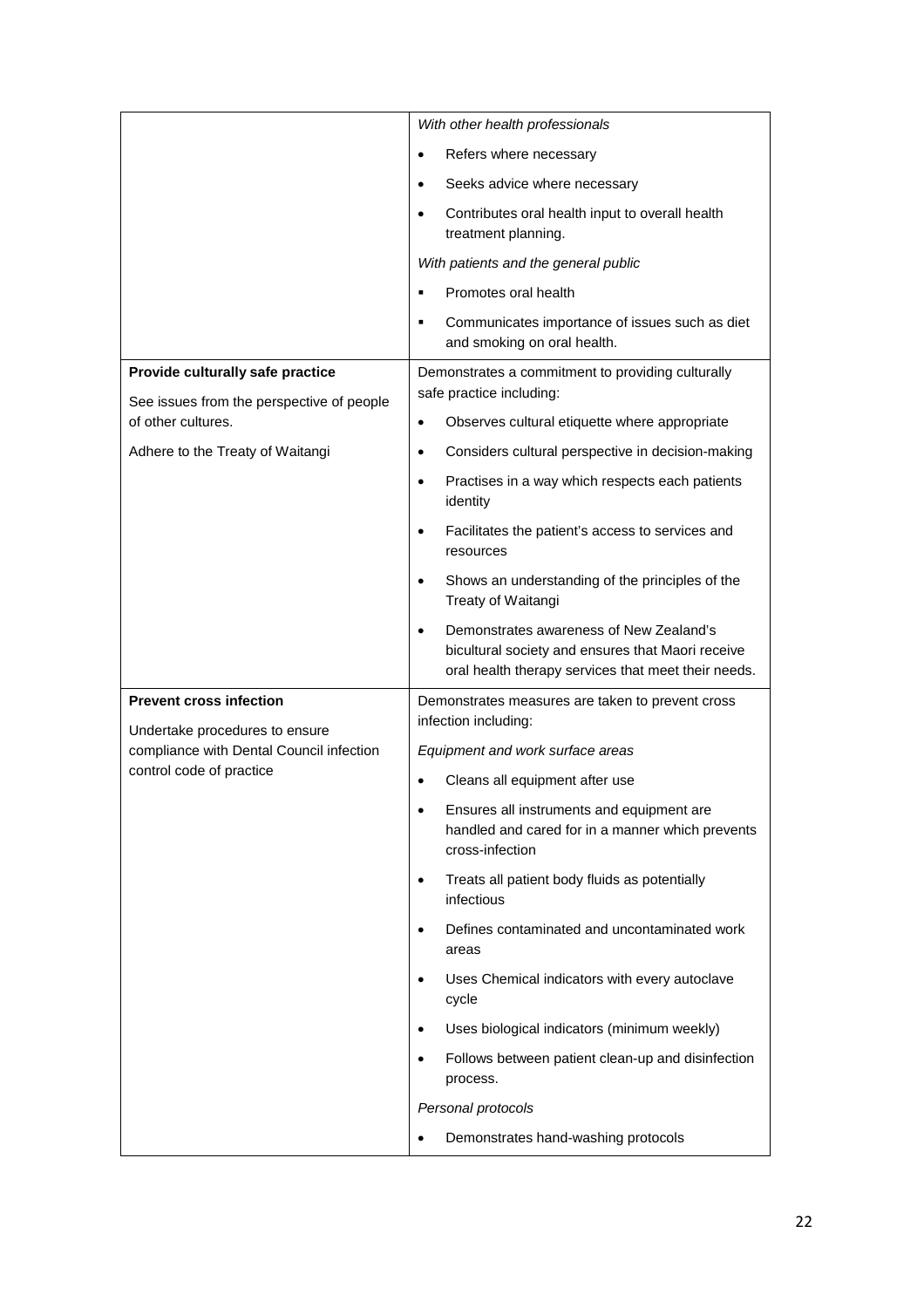| | |
|---|---|
| | *With other health professionals*<br>• Refers where necessary<br>• Seeks advice where necessary<br>• Contributes oral health input to overall health treatment planning.<br>*With patients and the general public*<br>▪ Promotes oral health<br>▪ Communicates importance of issues such as diet and smoking on oral health. |
| **Provide culturally safe practice**<br>See issues from the perspective of people of other cultures.<br>Adhere to the Treaty of Waitangi | Demonstrates a commitment to providing culturally safe practice including:<br>• Observes cultural etiquette where appropriate<br>• Considers cultural perspective in decision-making<br>• Practises in a way which respects each patients identity<br>• Facilitates the patient's access to services and resources<br>• Shows an understanding of the principles of the Treaty of Waitangi<br>• Demonstrates awareness of New Zealand's bicultural society and ensures that Maori receive oral health therapy services that meet their needs. |
| **Prevent cross infection**<br>Undertake procedures to ensure compliance with Dental Council infection control code of practice | Demonstrates measures are taken to prevent cross infection including:<br>*Equipment and work surface areas*<br>• Cleans all equipment after use<br>• Ensures all instruments and equipment are handled and cared for in a manner which prevents cross-infection<br>• Treats all patient body fluids as potentially infectious<br>• Defines contaminated and uncontaminated work areas<br>• Uses Chemical indicators with every autoclave cycle<br>• Uses biological indicators (minimum weekly)<br>• Follows between patient clean-up and disinfection process.<br>*Personal protocols*<br>• Demonstrates hand-washing protocols |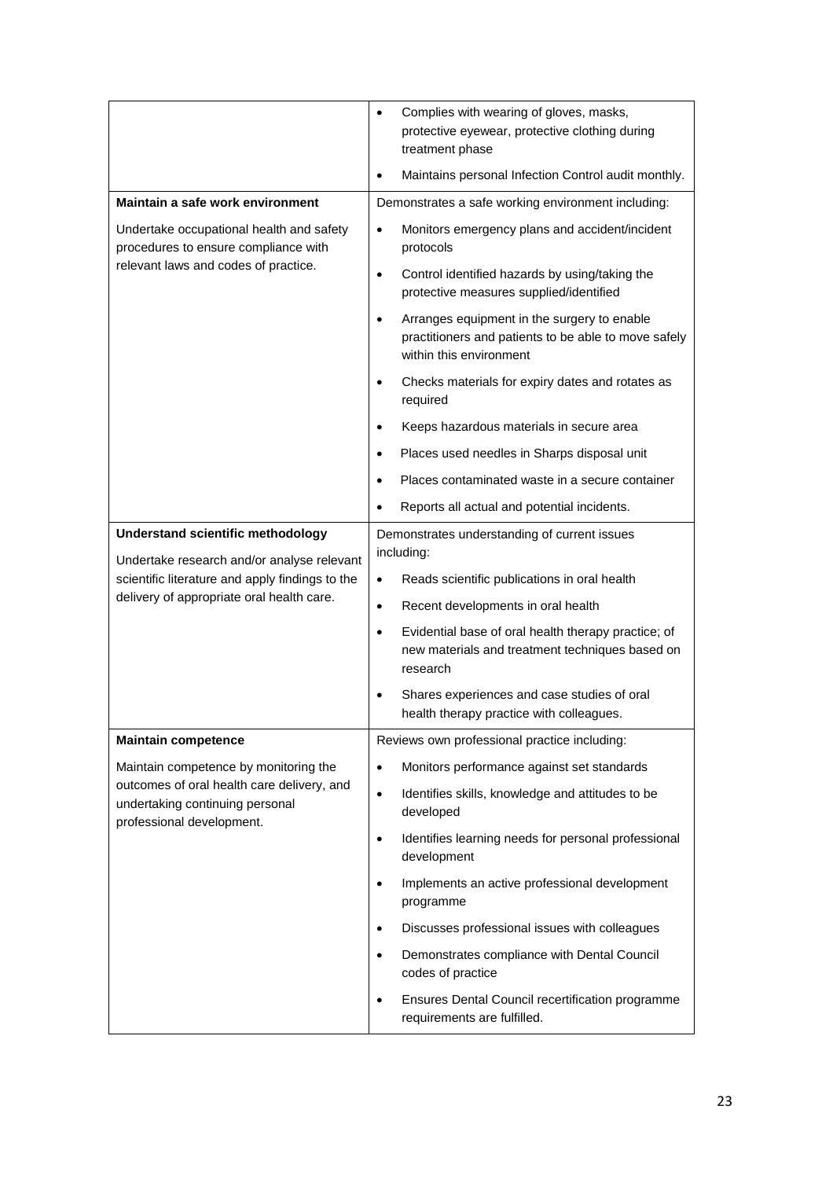| | |
|---|---|
| | • Complies with wearing of gloves, masks, protective eyewear, protective clothing during treatment phase<br>• Maintains personal Infection Control audit monthly. |
| **Maintain a safe work environment**<br>Undertake occupational health and safety procedures to ensure compliance with relevant laws and codes of practice. | Demonstrates a safe working environment including:<br>• Monitors emergency plans and accident/incident protocols<br>• Control identified hazards by using/taking the protective measures supplied/identified<br>• Arranges equipment in the surgery to enable practitioners and patients to be able to move safely within this environment<br>• Checks materials for expiry dates and rotates as required<br>• Keeps hazardous materials in secure area<br>• Places used needles in Sharps disposal unit<br>• Places contaminated waste in a secure container<br>• Reports all actual and potential incidents. |
| **Understand scientific methodology**<br>Undertake research and/or analyse relevant scientific literature and apply findings to the delivery of appropriate oral health care. | Demonstrates understanding of current issues including:<br>• Reads scientific publications in oral health<br>• Recent developments in oral health<br>• Evidential base of oral health therapy practice; of new materials and treatment techniques based on research<br>• Shares experiences and case studies of oral health therapy practice with colleagues. |
| **Maintain competence**<br>Maintain competence by monitoring the outcomes of oral health care delivery, and undertaking continuing personal professional development. | Reviews own professional practice including:<br>• Monitors performance against set standards<br>• Identifies skills, knowledge and attitudes to be developed<br>• Identifies learning needs for personal professional development<br>• Implements an active professional development programme<br>• Discusses professional issues with colleagues<br>• Demonstrates compliance with Dental Council codes of practice<br>• Ensures Dental Council recertification programme requirements are fulfilled. |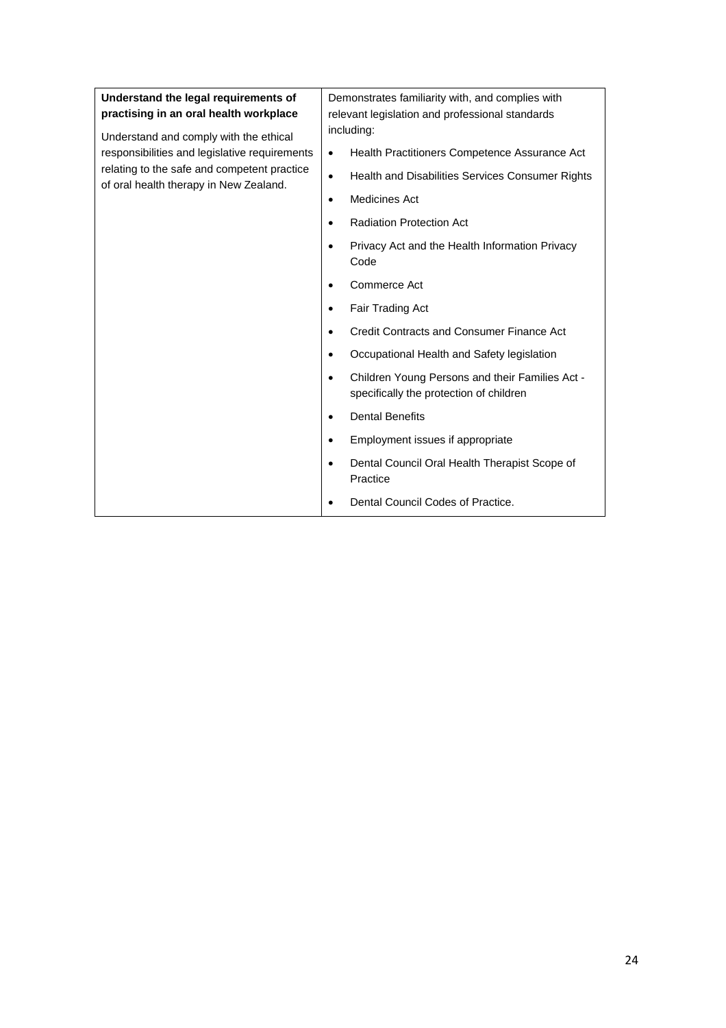| **Understand the legal requirements of practising in an oral health workplace**<br><br>Understand and comply with the ethical responsibilities and legislative requirements relating to the safe and competent practice of oral health therapy in New Zealand. | Demonstrates familiarity with, and complies with relevant legislation and professional standards including:<br><br>• Health Practitioners Competence Assurance Act<br>• Health and Disabilities Services Consumer Rights<br>• Medicines Act<br>• Radiation Protection Act<br>• Privacy Act and the Health Information Privacy Code<br>• Commerce Act<br>• Fair Trading Act<br>• Credit Contracts and Consumer Finance Act<br>• Occupational Health and Safety legislation<br>• Children Young Persons and their Families Act - specifically the protection of children<br>• Dental Benefits<br>• Employment issues if appropriate<br>• Dental Council Oral Health Therapist Scope of Practice<br>• Dental Council Codes of Practice. |
|---|---|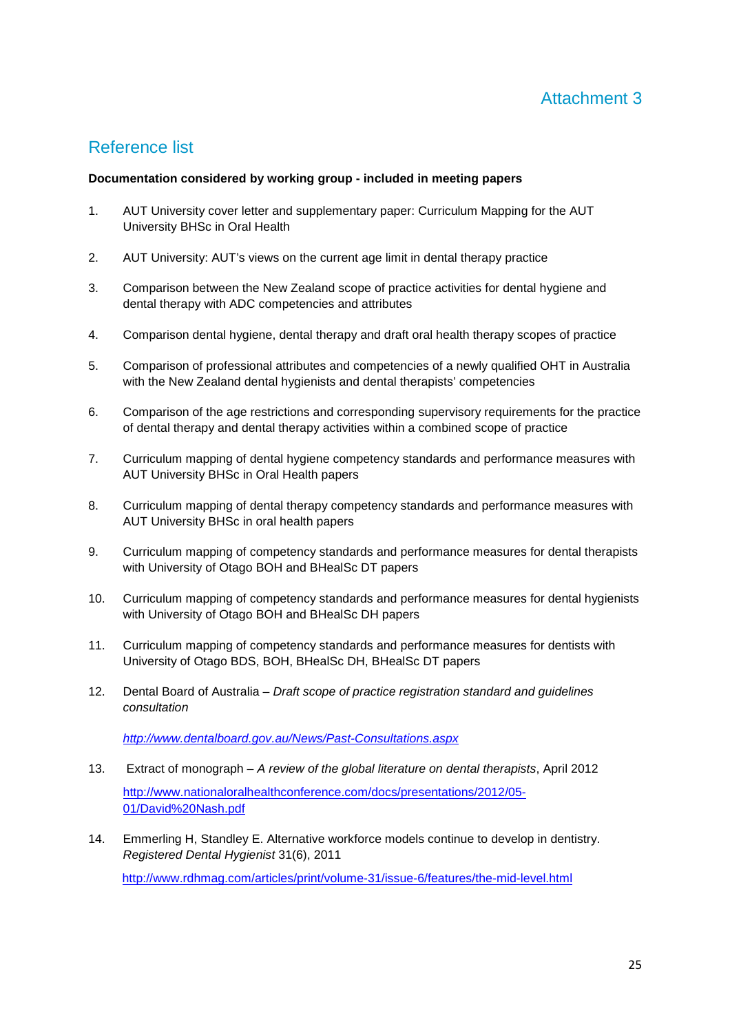# Attachment 3

## Reference list

**Documentation considered by working group - included in meeting papers**

1. AUT University cover letter and supplementary paper: Curriculum Mapping for the AUT University BHSc in Oral Health

2. AUT University: AUT's views on the current age limit in dental therapy practice

3. Comparison between the New Zealand scope of practice activities for dental hygiene and dental therapy with ADC competencies and attributes

4. Comparison dental hygiene, dental therapy and draft oral health therapy scopes of practice

5. Comparison of professional attributes and competencies of a newly qualified OHT in Australia with the New Zealand dental hygienists and dental therapists' competencies

6. Comparison of the age restrictions and corresponding supervisory requirements for the practice of dental therapy and dental therapy activities within a combined scope of practice

7. Curriculum mapping of dental hygiene competency standards and performance measures with AUT University BHSc in Oral Health papers

8. Curriculum mapping of dental therapy competency standards and performance measures with AUT University BHSc in oral health papers

9. Curriculum mapping of competency standards and performance measures for dental therapists with University of Otago BOH and BHealSc DT papers

10. Curriculum mapping of competency standards and performance measures for dental hygienists with University of Otago BOH and BHealSc DH papers

11. Curriculum mapping of competency standards and performance measures for dentists with University of Otago BDS, BOH, BHealSc DH, BHealSc DT papers

12. Dental Board of Australia – *Draft scope of practice registration standard and guidelines consultation*

    *http://www.dentalboard.gov.au/News/Past-Consultations.aspx*

13. Extract of monograph – *A review of the global literature on dental therapists*, April 2012

    http://www.nationaloralhealthconference.com/docs/presentations/2012/05-01/David%20Nash.pdf

14. Emmerling H, Standley E. Alternative workforce models continue to develop in dentistry. *Registered Dental Hygienist* 31(6), 2011

    http://www.rdhmag.com/articles/print/volume-31/issue-6/features/the-mid-level.html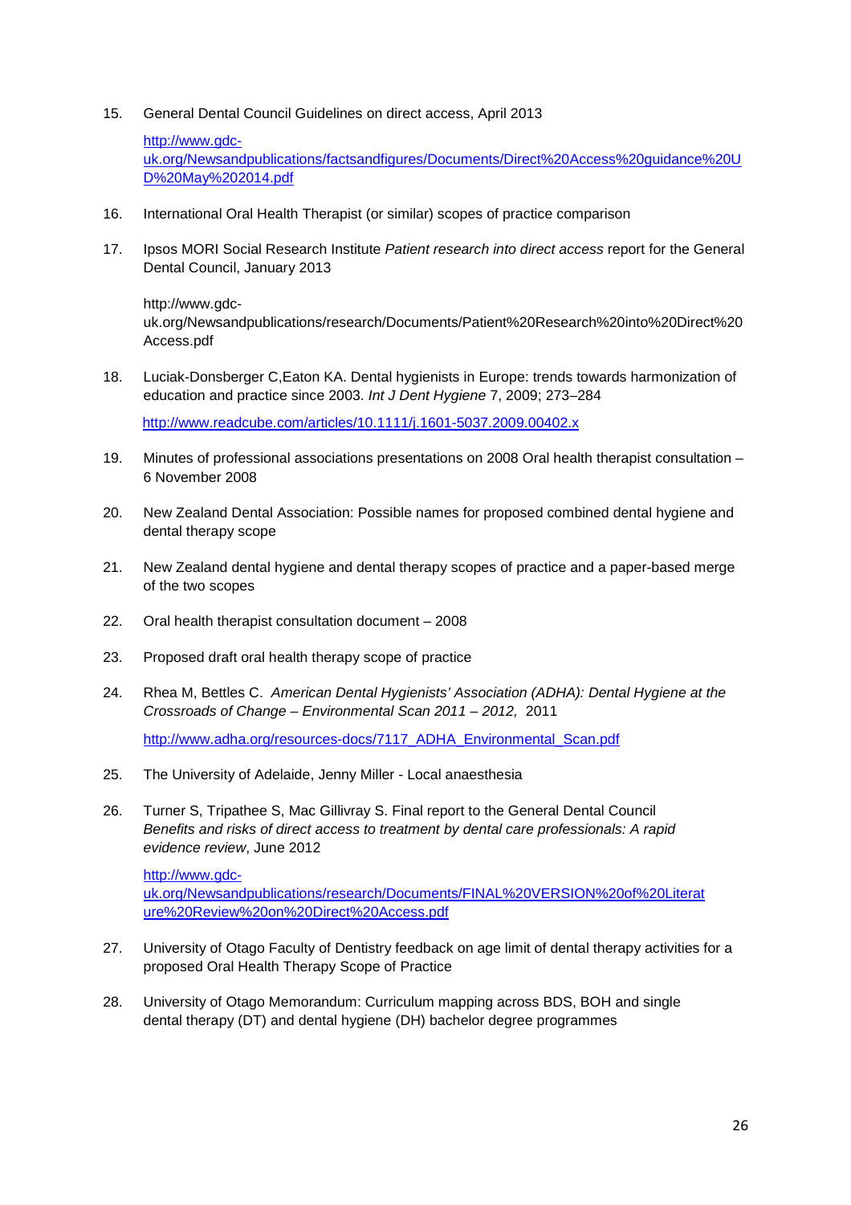15. General Dental Council Guidelines on direct access, April 2013

    http://www.gdc-uk.org/Newsandpublications/factsandfigures/Documents/Direct%20Access%20guidance%20UD%20May%202014.pdf

16. International Oral Health Therapist (or similar) scopes of practice comparison

17. Ipsos MORI Social Research Institute *Patient research into direct access* report for the General Dental Council, January 2013

    http://www.gdc-uk.org/Newsandpublications/research/Documents/Patient%20Research%20into%20Direct%20Access.pdf

18. Luciak-Donsberger C,Eaton KA. Dental hygienists in Europe: trends towards harmonization of education and practice since 2003. *Int J Dent Hygiene* 7, 2009; 273–284

    http://www.readcube.com/articles/10.1111/j.1601-5037.2009.00402.x

19. Minutes of professional associations presentations on 2008 Oral health therapist consultation – 6 November 2008

20. New Zealand Dental Association: Possible names for proposed combined dental hygiene and dental therapy scope

21. New Zealand dental hygiene and dental therapy scopes of practice and a paper-based merge of the two scopes

22. Oral health therapist consultation document – 2008

23. Proposed draft oral health therapy scope of practice

24. Rhea M, Bettles C. *American Dental Hygienists' Association (ADHA): Dental Hygiene at the Crossroads of Change – Environmental Scan 2011 – 2012,* 2011

    http://www.adha.org/resources-docs/7117_ADHA_Environmental_Scan.pdf

25. The University of Adelaide, Jenny Miller - Local anaesthesia

26. Turner S, Tripathee S, Mac Gillivray S. Final report to the General Dental Council *Benefits and risks of direct access to treatment by dental care professionals: A rapid evidence review*, June 2012

    http://www.gdc-uk.org/Newsandpublications/research/Documents/FINAL%20VERSION%20of%20Literature%20Review%20on%20Direct%20Access.pdf

27. University of Otago Faculty of Dentistry feedback on age limit of dental therapy activities for a proposed Oral Health Therapy Scope of Practice

28. University of Otago Memorandum: Curriculum mapping across BDS, BOH and single dental therapy (DT) and dental hygiene (DH) bachelor degree programmes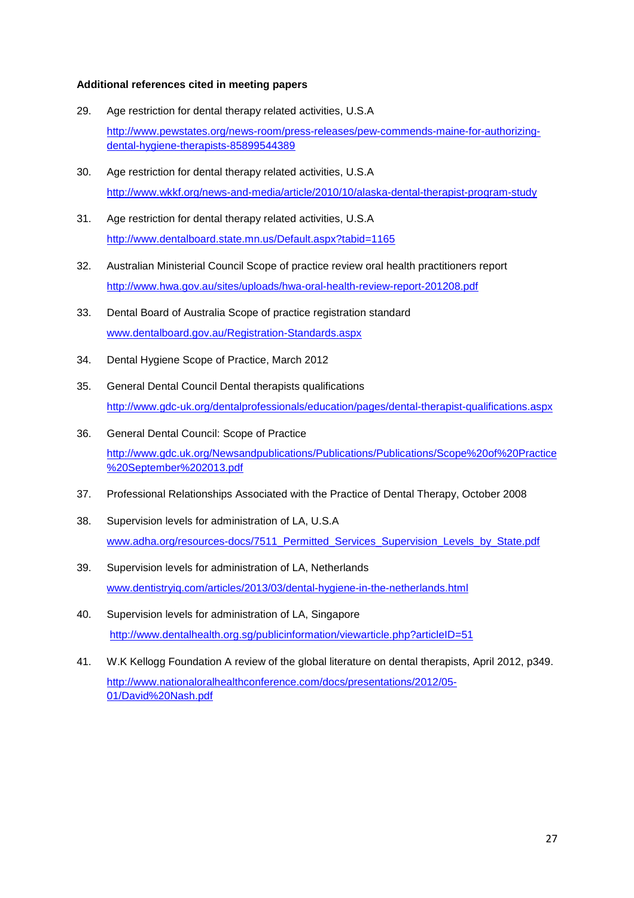**Additional references cited in meeting papers**

29. Age restriction for dental therapy related activities, U.S.A
    http://www.pewstates.org/news-room/press-releases/pew-commends-maine-for-authorizing-dental-hygiene-therapists-85899544389

30. Age restriction for dental therapy related activities, U.S.A
    http://www.wkkf.org/news-and-media/article/2010/10/alaska-dental-therapist-program-study

31. Age restriction for dental therapy related activities, U.S.A
    http://www.dentalboard.state.mn.us/Default.aspx?tabid=1165

32. Australian Ministerial Council Scope of practice review oral health practitioners report
    http://www.hwa.gov.au/sites/uploads/hwa-oral-health-review-report-201208.pdf

33. Dental Board of Australia Scope of practice registration standard
    www.dentalboard.gov.au/Registration-Standards.aspx

34. Dental Hygiene Scope of Practice, March 2012

35. General Dental Council Dental therapists qualifications
    http://www.gdc-uk.org/dentalprofessionals/education/pages/dental-therapist-qualifications.aspx

36. General Dental Council: Scope of Practice
    http://www.gdc.uk.org/Newsandpublications/Publications/Publications/Scope%20of%20Practice%20September%202013.pdf

37. Professional Relationships Associated with the Practice of Dental Therapy, October 2008

38. Supervision levels for administration of LA, U.S.A
    www.adha.org/resources-docs/7511_Permitted_Services_Supervision_Levels_by_State.pdf

39. Supervision levels for administration of LA, Netherlands
    www.dentistryiq.com/articles/2013/03/dental-hygiene-in-the-netherlands.html

40. Supervision levels for administration of LA, Singapore
    http://www.dentalhealth.org.sg/publicinformation/viewarticle.php?articleID=51

41. W.K Kellogg Foundation A review of the global literature on dental therapists, April 2012, p349.
    http://www.nationaloralhealthconference.com/docs/presentations/2012/05-01/David%20Nash.pdf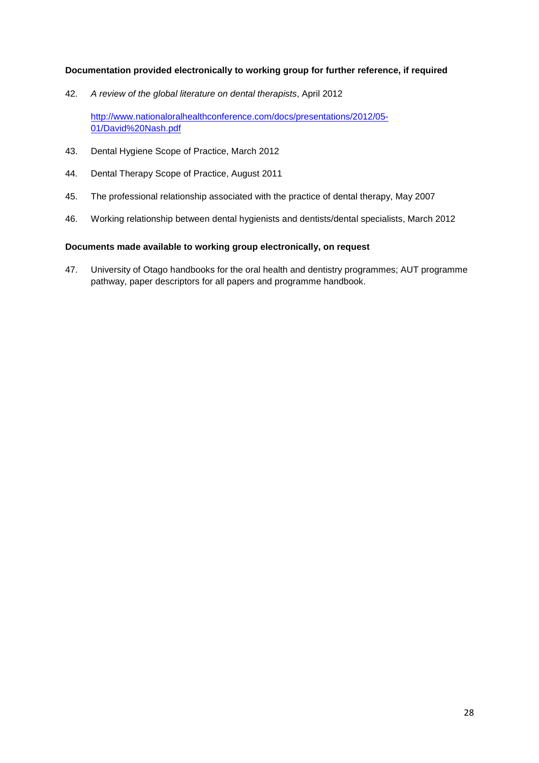**Documentation provided electronically to working group for further reference, if required**

42. *A review of the global literature on dental therapists*, April 2012

    http://www.nationaloralhealthconference.com/docs/presentations/2012/05-01/David%20Nash.pdf

43. Dental Hygiene Scope of Practice, March 2012

44. Dental Therapy Scope of Practice, August 2011

45. The professional relationship associated with the practice of dental therapy, May 2007

46. Working relationship between dental hygienists and dentists/dental specialists, March 2012

**Documents made available to working group electronically, on request**

47. University of Otago handbooks for the oral health and dentistry programmes; AUT programme pathway, paper descriptors for all papers and programme handbook.